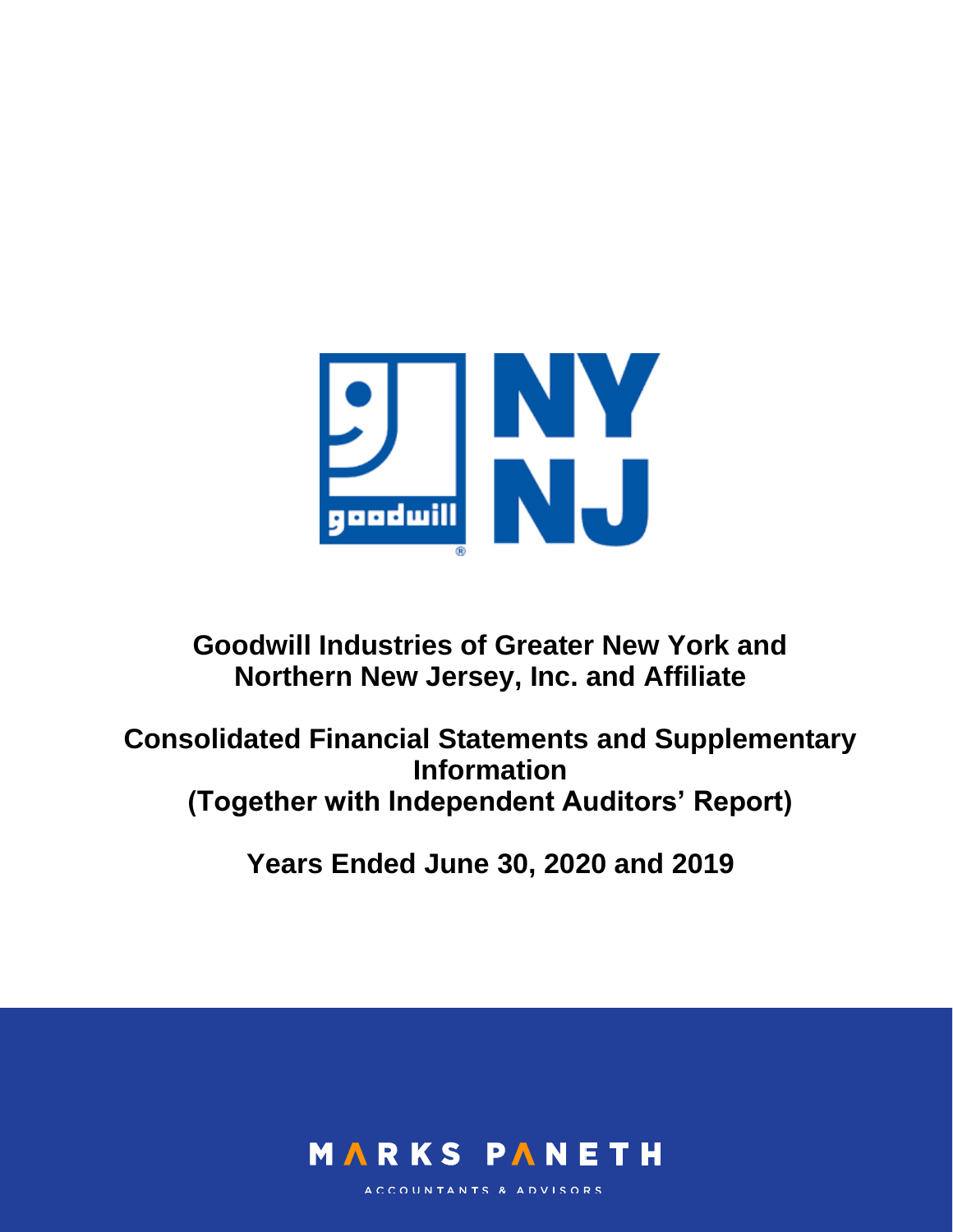# Goodwill Industries of Greater New York and Northern New Jersey, Inc. and Affiliate

## Consolidated Financial Statements and Supplementary Information (Together with Independent Auditors' Report)

## Years Ended June 30, 2020 and 2019

MARKS PANETH

ACCOUNTANTS & ADVISORS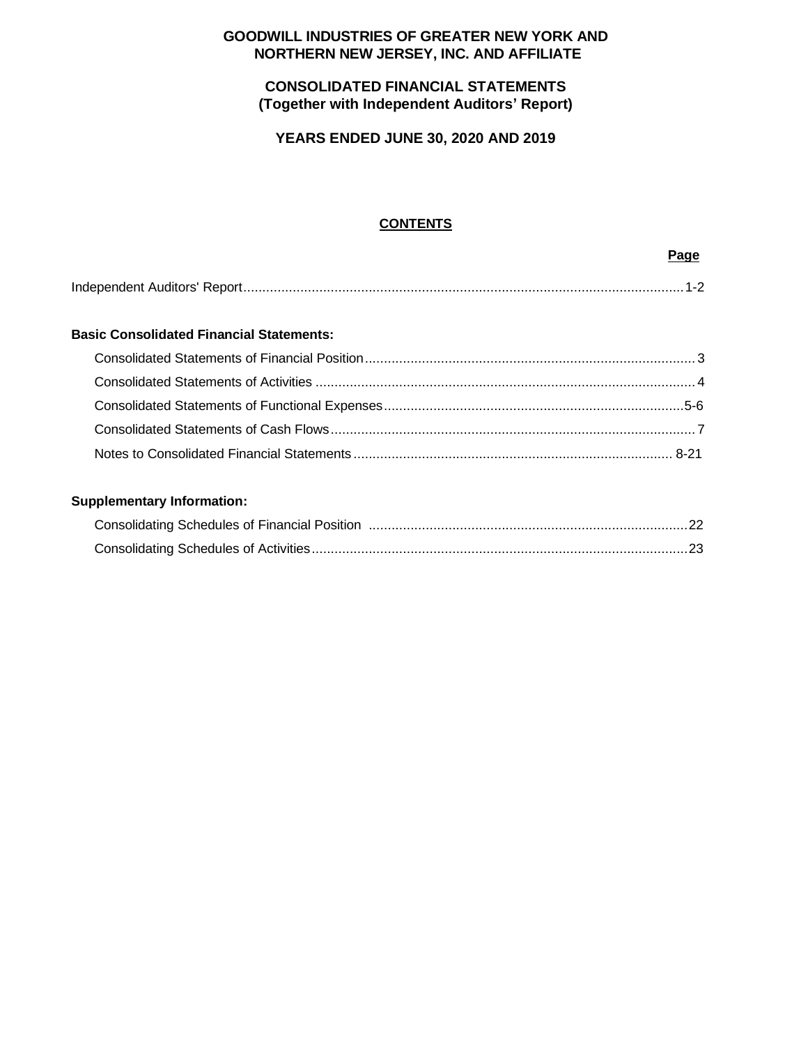# GOODWILL INDUSTRIES OF GREATER NEW YORK AND NORTHERN NEW JERSEY, INC. AND AFFILIATE

## CONSOLIDATED FINANCIAL STATEMENTS
## (Together with Independent Auditors' Report)

## YEARS ENDED JUNE 30, 2020 AND 2019

### CONTENTS

| | Page |
|---|---|
| Independent Auditors' Report | 1-2 |
| **Basic Consolidated Financial Statements:** | |
| Consolidated Statements of Financial Position | 3 |
| Consolidated Statements of Activities | 4 |
| Consolidated Statements of Functional Expenses | 5-6 |
| Consolidated Statements of Cash Flows | 7 |
| Notes to Consolidated Financial Statements | 8-21 |
| **Supplementary Information:** | |
| Consolidating Schedules of Financial Position | 22 |
| Consolidating Schedules of Activities | 23 |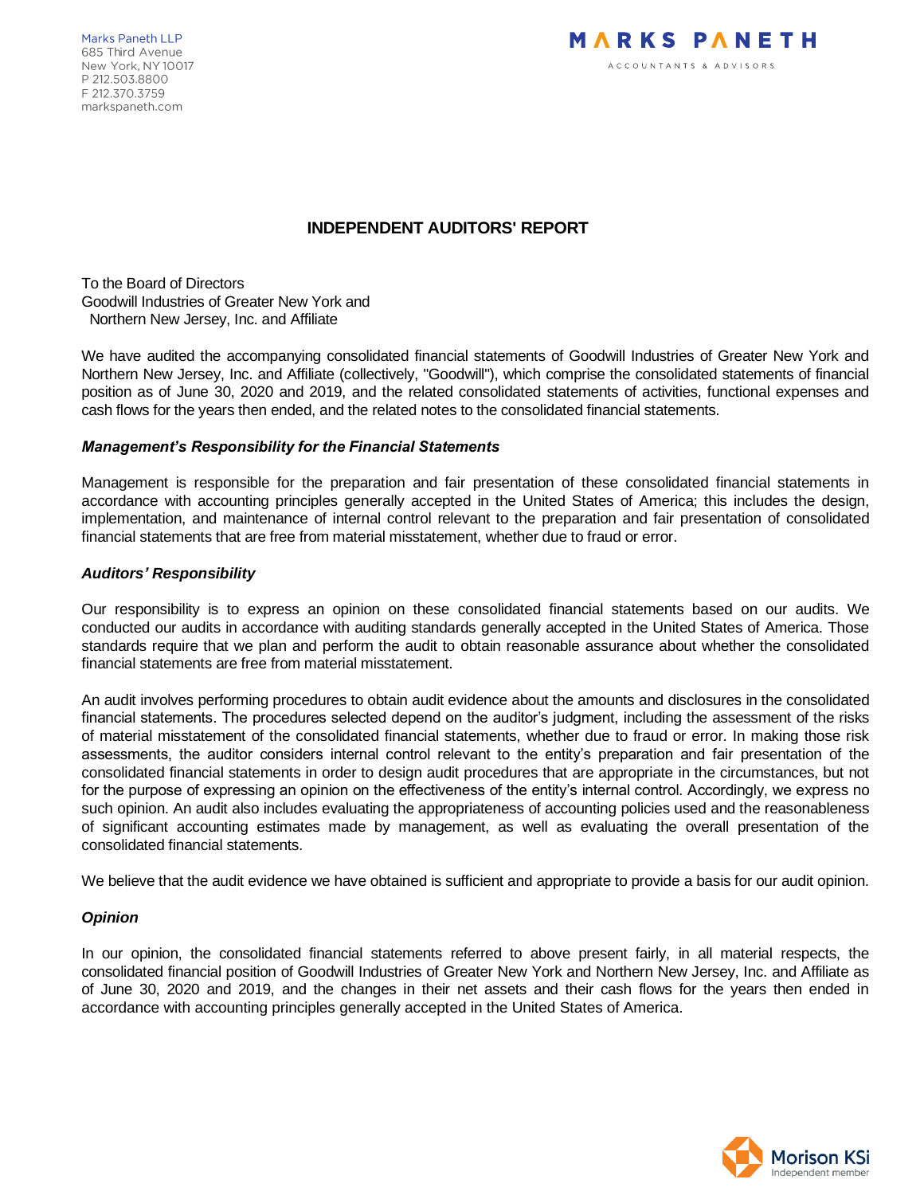Marks Paneth LLP
685 Third Avenue
New York, NY 10017
P 212.503.8800
F 212.370.3759
markspaneth.com

MARKS PANETH
ACCOUNTANTS & ADVISORS

# INDEPENDENT AUDITORS' REPORT

To the Board of Directors
Goodwill Industries of Greater New York and
Northern New Jersey, Inc. and Affiliate

We have audited the accompanying consolidated financial statements of Goodwill Industries of Greater New York and Northern New Jersey, Inc. and Affiliate (collectively, "Goodwill"), which comprise the consolidated statements of financial position as of June 30, 2020 and 2019, and the related consolidated statements of activities, functional expenses and cash flows for the years then ended, and the related notes to the consolidated financial statements.

### *Management's Responsibility for the Financial Statements*

Management is responsible for the preparation and fair presentation of these consolidated financial statements in accordance with accounting principles generally accepted in the United States of America; this includes the design, implementation, and maintenance of internal control relevant to the preparation and fair presentation of consolidated financial statements that are free from material misstatement, whether due to fraud or error.

### *Auditors' Responsibility*

Our responsibility is to express an opinion on these consolidated financial statements based on our audits. We conducted our audits in accordance with auditing standards generally accepted in the United States of America. Those standards require that we plan and perform the audit to obtain reasonable assurance about whether the consolidated financial statements are free from material misstatement.

An audit involves performing procedures to obtain audit evidence about the amounts and disclosures in the consolidated financial statements. The procedures selected depend on the auditor's judgment, including the assessment of the risks of material misstatement of the consolidated financial statements, whether due to fraud or error. In making those risk assessments, the auditor considers internal control relevant to the entity's preparation and fair presentation of the consolidated financial statements in order to design audit procedures that are appropriate in the circumstances, but not for the purpose of expressing an opinion on the effectiveness of the entity's internal control. Accordingly, we express no such opinion. An audit also includes evaluating the appropriateness of accounting policies used and the reasonableness of significant accounting estimates made by management, as well as evaluating the overall presentation of the consolidated financial statements.

We believe that the audit evidence we have obtained is sufficient and appropriate to provide a basis for our audit opinion.

### *Opinion*

In our opinion, the consolidated financial statements referred to above present fairly, in all material respects, the consolidated financial position of Goodwill Industries of Greater New York and Northern New Jersey, Inc. and Affiliate as of June 30, 2020 and 2019, and the changes in their net assets and their cash flows for the years then ended in accordance with accounting principles generally accepted in the United States of America.

Morison KSi
Independent member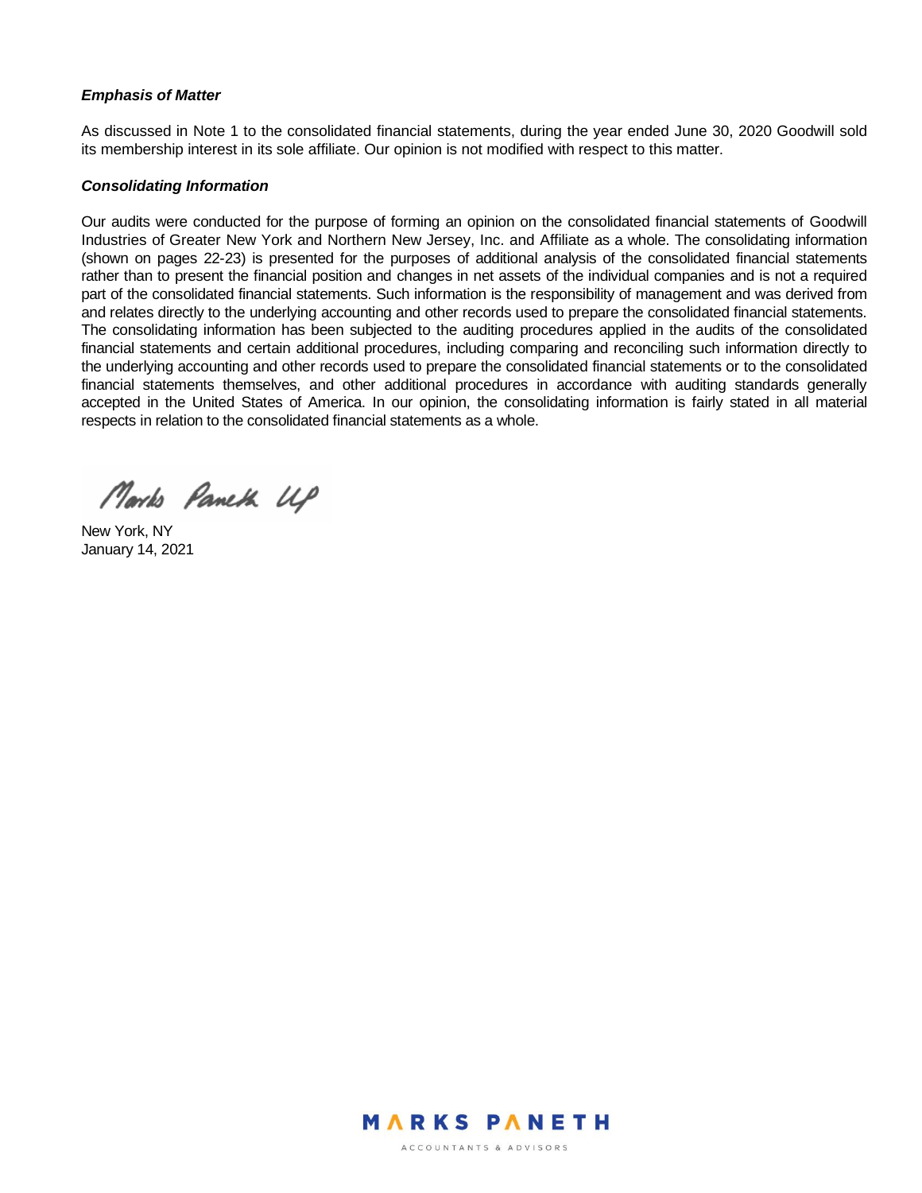***Emphasis of Matter***

As discussed in Note 1 to the consolidated financial statements, during the year ended June 30, 2020 Goodwill sold its membership interest in its sole affiliate. Our opinion is not modified with respect to this matter.

***Consolidating Information***

Our audits were conducted for the purpose of forming an opinion on the consolidated financial statements of Goodwill Industries of Greater New York and Northern New Jersey, Inc. and Affiliate as a whole. The consolidating information (shown on pages 22-23) is presented for the purposes of additional analysis of the consolidated financial statements rather than to present the financial position and changes in net assets of the individual companies and is not a required part of the consolidated financial statements. Such information is the responsibility of management and was derived from and relates directly to the underlying accounting and other records used to prepare the consolidated financial statements. The consolidating information has been subjected to the auditing procedures applied in the audits of the consolidated financial statements and certain additional procedures, including comparing and reconciling such information directly to the underlying accounting and other records used to prepare the consolidated financial statements or to the consolidated financial statements themselves, and other additional procedures in accordance with auditing standards generally accepted in the United States of America. In our opinion, the consolidating information is fairly stated in all material respects in relation to the consolidated financial statements as a whole.

Marks Paneth LLP

New York, NY
January 14, 2021

MARKS PANETH
ACCOUNTANTS & ADVISORS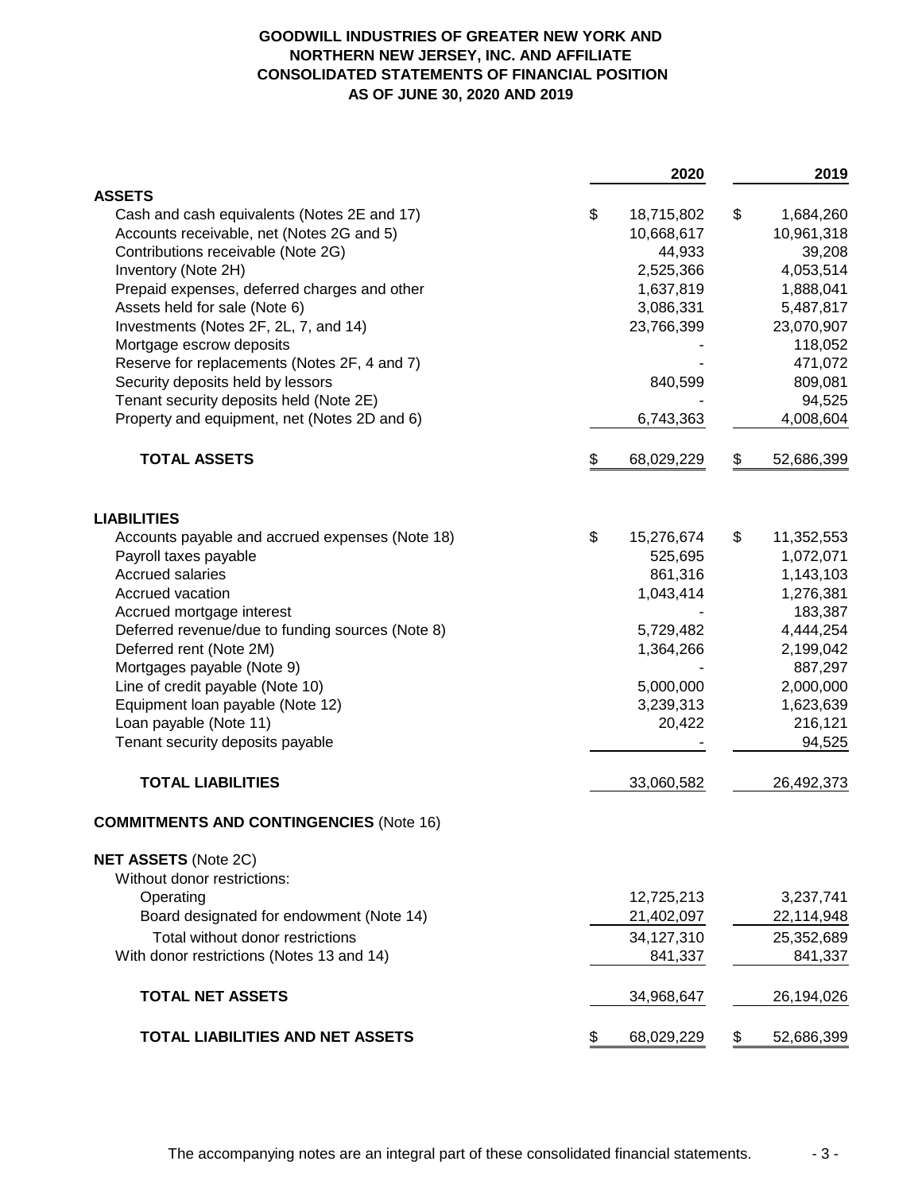# GOODWILL INDUSTRIES OF GREATER NEW YORK AND NORTHERN NEW JERSEY, INC. AND AFFILIATE

## CONSOLIDATED STATEMENTS OF FINANCIAL POSITION

### AS OF JUNE 30, 2020 AND 2019

| | 2020 | 2019 |
|---|---|---|
| **ASSETS** | | |
| Cash and cash equivalents (Notes 2E and 17) | $ 18,715,802 | $ 1,684,260 |
| Accounts receivable, net (Notes 2G and 5) | 10,668,617 | 10,961,318 |
| Contributions receivable (Note 2G) | 44,933 | 39,208 |
| Inventory (Note 2H) | 2,525,366 | 4,053,514 |
| Prepaid expenses, deferred charges and other | 1,637,819 | 1,888,041 |
| Assets held for sale (Note 6) | 3,086,331 | 5,487,817 |
| Investments (Notes 2F, 2L, 7, and 14) | 23,766,399 | 23,070,907 |
| Mortgage escrow deposits | - | 118,052 |
| Reserve for replacements (Notes 2F, 4 and 7) | - | 471,072 |
| Security deposits held by lessors | 840,599 | 809,081 |
| Tenant security deposits held (Note 2E) | - | 94,525 |
| Property and equipment, net (Notes 2D and 6) | 6,743,363 | 4,008,604 |
| **TOTAL ASSETS** | $ 68,029,229 | $ 52,686,399 |
| **LIABILITIES** | | |
| Accounts payable and accrued expenses (Note 18) | $ 15,276,674 | $ 11,352,553 |
| Payroll taxes payable | 525,695 | 1,072,071 |
| Accrued salaries | 861,316 | 1,143,103 |
| Accrued vacation | 1,043,414 | 1,276,381 |
| Accrued mortgage interest | - | 183,387 |
| Deferred revenue/due to funding sources (Note 8) | 5,729,482 | 4,444,254 |
| Deferred rent (Note 2M) | 1,364,266 | 2,199,042 |
| Mortgages payable (Note 9) | - | 887,297 |
| Line of credit payable (Note 10) | 5,000,000 | 2,000,000 |
| Equipment loan payable (Note 12) | 3,239,313 | 1,623,639 |
| Loan payable (Note 11) | 20,422 | 216,121 |
| Tenant security deposits payable | - | 94,525 |
| **TOTAL LIABILITIES** | 33,060,582 | 26,492,373 |
| **COMMITMENTS AND CONTINGENCIES** (Note 16) | | |
| **NET ASSETS** (Note 2C) | | |
| Without donor restrictions: | | |
| Operating | 12,725,213 | 3,237,741 |
| Board designated for endowment (Note 14) | 21,402,097 | 22,114,948 |
| Total without donor restrictions | 34,127,310 | 25,352,689 |
| With donor restrictions (Notes 13 and 14) | 841,337 | 841,337 |
| **TOTAL NET ASSETS** | 34,968,647 | 26,194,026 |
| **TOTAL LIABILITIES AND NET ASSETS** | $ 68,029,229 | $ 52,686,399 |

The accompanying notes are an integral part of these consolidated financial statements.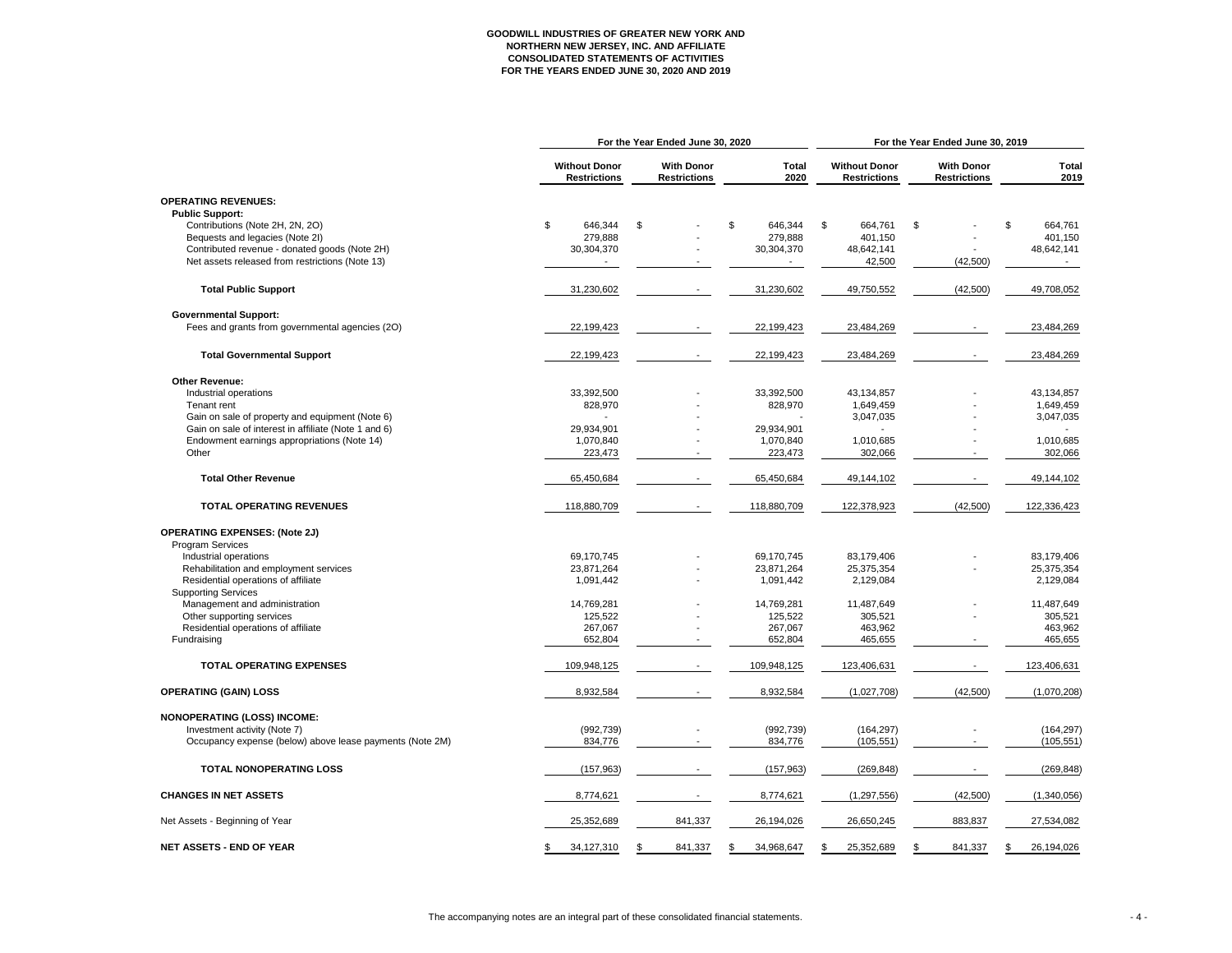**GOODWILL INDUSTRIES OF GREATER NEW YORK AND NORTHERN NEW JERSEY, INC. AND AFFILIATE**
**CONSOLIDATED STATEMENTS OF ACTIVITIES**
**FOR THE YEARS ENDED JUNE 30, 2020 AND 2019**

| | For the Year Ended June 30, 2020 | | | For the Year Ended June 30, 2019 | | |
|---|---|---|---|---|---|---|
| | Without Donor Restrictions | With Donor Restrictions | Total 2020 | Without Donor Restrictions | With Donor Restrictions | Total 2019 |
| **OPERATING REVENUES:** | | | | | | |
| **Public Support:** | | | | | | |
| Contributions (Note 2H, 2N, 2O) | $ 646,344 | $ - | $ 646,344 | $ 664,761 | $ - | $ 664,761 |
| Bequests and legacies (Note 2I) | 279,888 | - | 279,888 | 401,150 | - | 401,150 |
| Contributed revenue - donated goods (Note 2H) | 30,304,370 | - | 30,304,370 | 48,642,141 | - | 48,642,141 |
| Net assets released from restrictions (Note 13) | - | - | - | 42,500 | (42,500) | - |
| **Total Public Support** | 31,230,602 | - | 31,230,602 | 49,750,552 | (42,500) | 49,708,052 |
| **Governmental Support:** | | | | | | |
| Fees and grants from governmental agencies (2O) | 22,199,423 | - | 22,199,423 | 23,484,269 | - | 23,484,269 |
| **Total Governmental Support** | 22,199,423 | - | 22,199,423 | 23,484,269 | - | 23,484,269 |
| **Other Revenue:** | | | | | | |
| Industrial operations | 33,392,500 | - | 33,392,500 | 43,134,857 | - | 43,134,857 |
| Tenant rent | 828,970 | - | 828,970 | 1,649,459 | - | 1,649,459 |
| Gain on sale of property and equipment (Note 6) | - | - | - | 3,047,035 | - | 3,047,035 |
| Gain on sale of interest in affiliate (Note 1 and 6) | 29,934,901 | - | 29,934,901 | - | - | - |
| Endowment earnings appropriations (Note 14) | 1,070,840 | - | 1,070,840 | 1,010,685 | - | 1,010,685 |
| Other | 223,473 | - | 223,473 | 302,066 | - | 302,066 |
| **Total Other Revenue** | 65,450,684 | - | 65,450,684 | 49,144,102 | - | 49,144,102 |
| **TOTAL OPERATING REVENUES** | 118,880,709 | - | 118,880,709 | 122,378,923 | (42,500) | 122,336,423 |
| **OPERATING EXPENSES: (Note 2J)** | | | | | | |
| Program Services | | | | | | |
| Industrial operations | 69,170,745 | - | 69,170,745 | 83,179,406 | - | 83,179,406 |
| Rehabilitation and employment services | 23,871,264 | - | 23,871,264 | 25,375,354 | - | 25,375,354 |
| Residential operations of affiliate | 1,091,442 | - | 1,091,442 | 2,129,084 | | 2,129,084 |
| Supporting Services | | | | | | |
| Management and administration | 14,769,281 | - | 14,769,281 | 11,487,649 | - | 11,487,649 |
| Other supporting services | 125,522 | - | 125,522 | 305,521 | - | 305,521 |
| Residential operations of affiliate | 267,067 | - | 267,067 | 463,962 | | 463,962 |
| Fundraising | 652,804 | - | 652,804 | 465,655 | - | 465,655 |
| **TOTAL OPERATING EXPENSES** | 109,948,125 | - | 109,948,125 | 123,406,631 | - | 123,406,631 |
| **OPERATING (GAIN) LOSS** | 8,932,584 | - | 8,932,584 | (1,027,708) | (42,500) | (1,070,208) |
| **NONOPERATING (LOSS) INCOME:** | | | | | | |
| Investment activity (Note 7) | (992,739) | - | (992,739) | (164,297) | - | (164,297) |
| Occupancy expense (below) above lease payments (Note 2M) | 834,776 | - | 834,776 | (105,551) | - | (105,551) |
| **TOTAL NONOPERATING LOSS** | (157,963) | - | (157,963) | (269,848) | - | (269,848) |
| **CHANGES IN NET ASSETS** | 8,774,621 | - | 8,774,621 | (1,297,556) | (42,500) | (1,340,056) |
| Net Assets - Beginning of Year | 25,352,689 | 841,337 | 26,194,026 | 26,650,245 | 883,837 | 27,534,082 |
| **NET ASSETS - END OF YEAR** | $ 34,127,310 | $ 841,337 | $ 34,968,647 | $ 25,352,689 | $ 841,337 | $ 26,194,026 |

The accompanying notes are an integral part of these consolidated financial statements.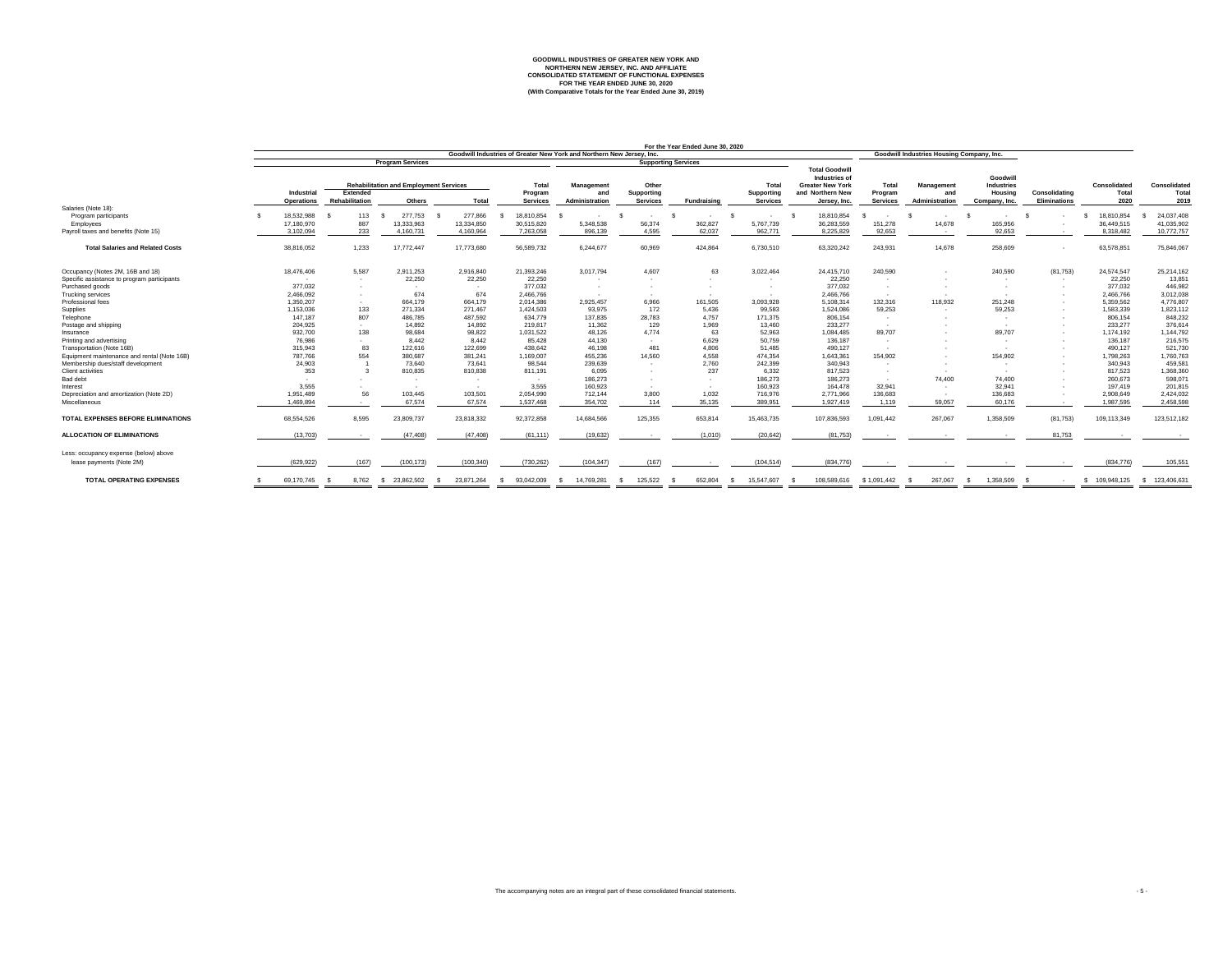# GOODWILL INDUSTRIES OF GREATER NEW YORK AND NORTHERN NEW JERSEY, INC. AND AFFILIATE

## CONSOLIDATED STATEMENT OF FUNCTIONAL EXPENSES

### FOR THE YEAR ENDED JUNE 30, 2020

### (With Comparative Totals for the Year Ended June 30, 2019)

| | For the Year Ended June 30, 2020 | | | | | | | | | | | | | | | | |
|---|---|---|---|---|---|---|---|---|---|---|---|---|---|---|---|---|---|
| | Goodwill Industries of Greater New York and Northern New Jersey, Inc. | | | | | | | | | | Goodwill Industries Housing Company, Inc. | | | | | | |
| | Program Services | | | | | Supporting Services | | | | | | | | | | | |
| | | Rehabilitation and Employment Services | | | | | | | | | | | | | | | |
| | Industrial Operations | Extended Rehabilitation | Others | Total | Total Program Services | Management and Administration | Other Supporting Services | Fundraising | Total Supporting Services | Total Goodwill Industries of Greater New York and Northern New Jersey, Inc. | Total Program Services | Management and Administration | Goodwill Industries Housing Company, Inc. | Consolidating Eliminations | Consolidated Total 2020 | Consolidated Total 2019 |
| Salaries (Note 18): | | | | | | | | | | | | | | | | |
| Program participants | $ 18,532,988 | $ 113 | $ 277,753 | $ 277,866 | $ 18,810,854 | $ - | $ - | $ - | $ - | $ 18,810,854 | $ - | $ - | $ - | $ - | $ 18,810,854 | $ 24,037,408 |
| Employees | 17,180,970 | 887 | 13,333,963 | 13,334,850 | 30,515,820 | 5,348,538 | 56,374 | 362,827 | 5,767,739 | 36,283,559 | 151,278 | 14,678 | 165,956 | - | 36,449,515 | 41,035,902 |
| Payroll taxes and benefits (Note 15) | 3,102,094 | 233 | 4,160,731 | 4,160,964 | 7,263,058 | 896,139 | 4,595 | 62,037 | 962,771 | 8,225,829 | 92,653 | - | 92,653 | - | 8,318,482 | 10,772,757 |
| **Total Salaries and Related Costs** | 38,816,052 | 1,233 | 17,772,447 | 17,773,680 | 56,589,732 | 6,244,677 | 60,969 | 424,864 | 6,730,510 | 63,320,242 | 243,931 | 14,678 | 258,609 | - | 63,578,851 | 75,846,067 |
| Occupancy (Notes 2M, 16B and 18) | 18,476,406 | 5,587 | 2,911,253 | 2,916,840 | 21,393,246 | 3,017,794 | 4,607 | 63 | 3,022,464 | 24,415,710 | 240,590 | - | 240,590 | (81,753) | 24,574,547 | 25,214,162 |
| Specific assistance to program participants | - | - | 22,250 | 22,250 | 22,250 | - | - | - | - | 22,250 | - | - | - | - | 22,250 | 13,851 |
| Purchased goods | 377,032 | - | - | - | 377,032 | - | - | - | - | 377,032 | - | - | - | - | 377,032 | 446,982 |
| Trucking services | 2,466,092 | - | 674 | 674 | 2,466,766 | - | - | - | - | 2,466,766 | - | - | - | - | 2,466,766 | 3,012,038 |
| Professional fees | 1,350,207 | - | 664,179 | 664,179 | 2,014,386 | 2,925,457 | 6,966 | 161,505 | 3,093,928 | 5,108,314 | 132,316 | 118,932 | 251,248 | - | 5,359,562 | 4,776,807 |
| Supplies | 1,153,036 | 133 | 271,334 | 271,467 | 1,424,503 | 93,975 | 172 | 5,436 | 99,583 | 1,524,086 | 59,253 | - | 59,253 | - | 1,583,339 | 1,823,112 |
| Telephone | 147,187 | 807 | 486,785 | 487,592 | 634,779 | 137,835 | 28,783 | 4,757 | 171,375 | 806,154 | - | - | - | - | 806,154 | 848,232 |
| Postage and shipping | 204,925 | - | 14,892 | 14,892 | 219,817 | 11,362 | 129 | 1,969 | 13,460 | 233,277 | - | - | - | - | 233,277 | 376,614 |
| Insurance | 932,700 | 138 | 98,684 | 98,822 | 1,031,522 | 48,126 | 4,774 | 63 | 52,963 | 1,084,485 | 89,707 | - | 89,707 | - | 1,174,192 | 1,144,792 |
| Printing and advertising | 76,986 | - | 8,442 | 8,442 | 85,428 | 44,130 | - | 6,629 | 50,759 | 136,187 | - | - | - | - | 136,187 | 216,575 |
| Transportation (Note 16B) | 315,943 | 83 | 122,616 | 122,699 | 438,642 | 46,198 | 481 | 4,806 | 51,485 | 490,127 | - | - | - | - | 490,127 | 521,730 |
| Equipment maintenance and rental (Note 16B) | 787,766 | 554 | 380,687 | 381,241 | 1,169,007 | 455,236 | 14,560 | 4,558 | 474,354 | 1,643,361 | 154,902 | - | 154,902 | - | 1,798,263 | 1,760,763 |
| Membership dues/staff development | 24,903 | 1 | 73,640 | 73,641 | 98,544 | 239,639 | - | 2,760 | 242,399 | 340,943 | - | - | - | - | 340,943 | 459,581 |
| Client activities | 353 | 3 | 810,835 | 810,838 | 811,191 | 6,095 | - | 237 | 6,332 | 817,523 | - | - | - | - | 817,523 | 1,368,360 |
| Bad debt | - | - | - | - | - | 186,273 | - | - | 186,273 | 186,273 | - | 74,400 | 74,400 | - | 260,673 | 598,071 |
| Interest | 3,555 | - | - | - | 3,555 | 160,923 | - | - | 160,923 | 164,478 | 32,941 | - | 32,941 | - | 197,419 | 201,815 |
| Depreciation and amortization (Note 2D) | 1,951,489 | 56 | 103,445 | 103,501 | 2,054,990 | 712,144 | 3,800 | 1,032 | 716,976 | 2,771,966 | 136,683 | - | 136,683 | - | 2,908,649 | 2,424,032 |
| Miscellaneous | 1,469,894 | - | 67,574 | 67,574 | 1,537,468 | 354,702 | 114 | 35,135 | 389,951 | 1,927,419 | 1,119 | 59,057 | 60,176 | - | 1,987,595 | 2,458,598 |
| **TOTAL EXPENSES BEFORE ELIMINATIONS** | 68,554,526 | 8,595 | 23,809,737 | 23,818,332 | 92,372,858 | 14,684,566 | 125,355 | 653,814 | 15,463,735 | 107,836,593 | 1,091,442 | 267,067 | 1,358,509 | (81,753) | 109,113,349 | 123,512,182 |
| **ALLOCATION OF ELIMINATIONS** | (13,703) | - | (47,408) | (47,408) | (61,111) | (19,632) | - | (1,010) | (20,642) | (81,753) | - | - | - | 81,753 | - | - |
| Less: occupancy expense (below) above lease payments (Note 2M) | (629,922) | (167) | (100,173) | (100,340) | (730,262) | (104,347) | (167) | - | (104,514) | (834,776) | - | - | - | - | (834,776) | 105,551 |
| **TOTAL OPERATING EXPENSES** | $ 69,170,745 | $ 8,762 | $ 23,862,502 | $ 23,871,264 | $ 93,042,009 | $ 14,769,281 | $ 125,522 | $ 652,804 | $ 15,547,607 | $ 108,589,616 | $ 1,091,442 | $ 267,067 | $ 1,358,509 | $ - | $ 109,948,125 | $ 123,406,631 |

The accompanying notes are an integral part of these consolidated financial statements.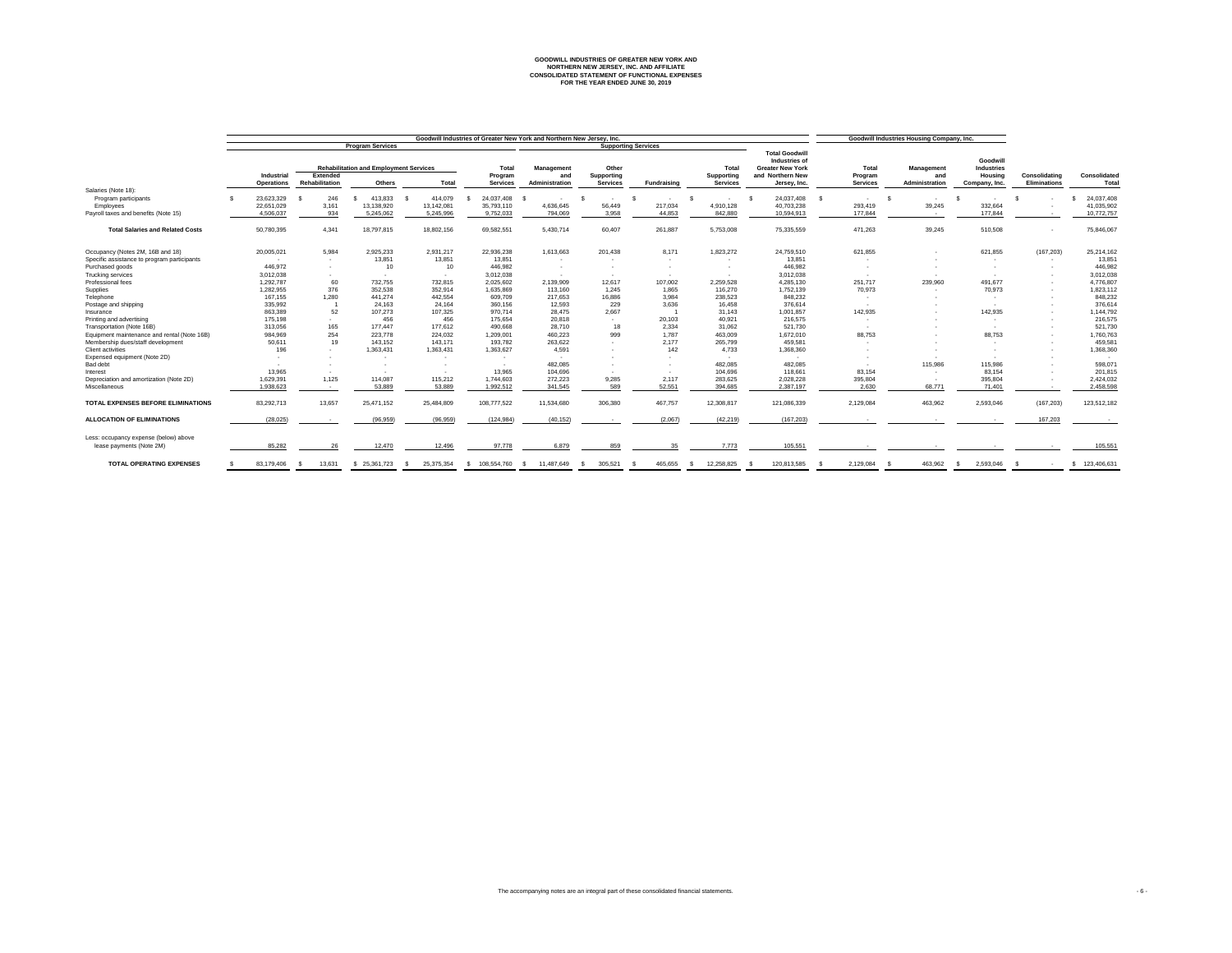# GOODWILL INDUSTRIES OF GREATER NEW YORK AND NORTHERN NEW JERSEY, INC. AND AFFILIATE
## CONSOLIDATED STATEMENT OF FUNCTIONAL EXPENSES
### FOR THE YEAR ENDED JUNE 30, 2019

| | Goodwill Industries of Greater New York and Northern New Jersey, Inc. | | | | | | | | | | Goodwill Industries Housing Company, Inc. | | | | |
|---|---|---|---|---|---|---|---|---|---|---|---|---|---|---|---|
| | Program Services | | | | | Supporting Services | | | | | | | | | |
| | | Rehabilitation and Employment Services | | | | | | | | | | | | | |
| | Industrial Operations | Extended Rehabilitation | Others | Total | Total Program Services | Management and Administration | Other Supporting Services | Fundraising | Total Supporting Services | Total Goodwill Industries of Greater New York and Northern New Jersey, Inc. | Total Program Services | Management and Administration | Goodwill Industries Housing Company, Inc. | Consolidating Eliminations | Consolidated Total |
| Salaries (Note 18): | | | | | | | | | | | | | | | |
| Program participants | $ 23,623,329 | $ 246 | $ 413,833 | $ 414,079 | $ 24,037,408 | $ - | $ - | $ - | $ - | $ 24,037,408 | $ - | $ - | $ - | $ - | $ 24,037,408 |
| Employees | 22,651,029 | 3,161 | 13,138,920 | 13,142,081 | 35,793,110 | 4,636,645 | 56,449 | 217,034 | 4,910,128 | 40,703,238 | 293,419 | 39,245 | 332,664 | - | 41,035,902 |
| Payroll taxes and benefits (Note 15) | 4,506,037 | 934 | 5,245,062 | 5,245,996 | 9,752,033 | 794,069 | 3,958 | 44,853 | 842,880 | 10,594,913 | 177,844 | - | 177,844 | - | 10,772,757 |
| **Total Salaries and Related Costs** | 50,780,395 | 4,341 | 18,797,815 | 18,802,156 | 69,582,551 | 5,430,714 | 60,407 | 261,887 | 5,753,008 | 75,335,559 | 471,263 | 39,245 | 510,508 | - | 75,846,067 |
| Occupancy (Notes 2M, 16B and 18) | 20,005,021 | 5,984 | 2,925,233 | 2,931,217 | 22,936,238 | 1,613,663 | 201,438 | 8,171 | 1,823,272 | 24,759,510 | 621,855 | - | 621,855 | (167,203) | 25,214,162 |
| Specific assistance to program participants | - | - | 13,851 | 13,851 | 13,851 | - | - | - | - | 13,851 | - | - | - | - | 13,851 |
| Purchased goods | 446,972 | - | 10 | 10 | 446,982 | - | - | - | - | 446,982 | - | - | - | - | 446,982 |
| Trucking services | 3,012,038 | - | - | - | 3,012,038 | - | - | - | - | 3,012,038 | - | - | - | - | 3,012,038 |
| Professional fees | 1,292,787 | 60 | 732,755 | 732,815 | 2,025,602 | 2,139,909 | 12,617 | 107,002 | 2,259,528 | 4,285,130 | 251,717 | 239,960 | 491,677 | - | 4,776,807 |
| Supplies | 1,282,955 | 376 | 352,538 | 352,914 | 1,635,869 | 113,160 | 1,245 | 1,865 | 116,270 | 1,752,139 | 70,973 | - | 70,973 | - | 1,823,112 |
| Telephone | 167,155 | 1,280 | 441,274 | 442,554 | 609,709 | 217,653 | 16,886 | 3,984 | 238,523 | 848,232 | - | - | - | - | 848,232 |
| Postage and shipping | 335,992 | 1 | 24,163 | 24,164 | 360,156 | 12,593 | 229 | 3,636 | 16,458 | 376,614 | - | - | - | - | 376,614 |
| Insurance | 863,389 | 52 | 107,273 | 107,325 | 970,714 | 28,475 | 2,667 | 1 | 31,143 | 1,001,857 | 142,935 | - | 142,935 | - | 1,144,792 |
| Printing and advertising | 175,198 | - | 456 | 456 | 175,654 | 20,818 | - | 20,103 | 40,921 | 216,575 | - | - | - | - | 216,575 |
| Transportation (Note 16B) | 313,056 | 165 | 177,447 | 177,612 | 490,668 | 28,710 | 18 | 2,334 | 31,062 | 521,730 | - | - | - | - | 521,730 |
| Equipment maintenance and rental (Note 16B) | 984,969 | 254 | 223,778 | 224,032 | 1,209,001 | 460,223 | 999 | 1,787 | 463,009 | 1,672,010 | 88,753 | - | 88,753 | - | 1,760,763 |
| Membership dues/staff development | 50,611 | 19 | 143,152 | 143,171 | 193,782 | 263,622 | - | 2,177 | 265,799 | 459,581 | - | - | - | - | 459,581 |
| Client activities | 196 | - | 1,363,431 | 1,363,431 | 1,363,627 | 4,591 | - | 142 | 4,733 | 1,368,360 | - | - | - | - | 1,368,360 |
| Expensed equipment (Note 2D) | - | - | - | - | - | - | - | - | - | - | - | - | - | - | - |
| Bad debt | - | - | - | - | - | 482,085 | - | - | 482,085 | 482,085 | - | 115,986 | 115,986 | - | 598,071 |
| Interest | 13,965 | - | - | - | 13,965 | 104,696 | - | - | 104,696 | 118,661 | 83,154 | - | 83,154 | - | 201,815 |
| Depreciation and amortization (Note 2D) | 1,629,391 | 1,125 | 114,087 | 115,212 | 1,744,603 | 272,223 | 9,285 | 2,117 | 283,625 | 2,028,228 | 395,804 | - | 395,804 | - | 2,424,032 |
| Miscellaneous | 1,938,623 | - | 53,889 | 53,889 | 1,992,512 | 341,545 | 589 | 52,551 | 394,685 | 2,387,197 | 2,630 | 68,771 | 71,401 | - | 2,458,598 |
| **TOTAL EXPENSES BEFORE ELIMINATIONS** | 83,292,713 | 13,657 | 25,471,152 | 25,484,809 | 108,777,522 | 11,534,680 | 306,380 | 467,757 | 12,308,817 | 121,086,339 | 2,129,084 | 463,962 | 2,593,046 | (167,203) | 123,512,182 |
| **ALLOCATION OF ELIMINATIONS** | (28,025) | - | (96,959) | (96,959) | (124,984) | (40,152) | - | (2,067) | (42,219) | (167,203) | - | - | - | 167,203 | - |
| Less: occupancy expense (below) above lease payments (Note 2M) | 85,282 | 26 | 12,470 | 12,496 | 97,778 | 6,879 | 859 | 35 | 7,773 | 105,551 | - | - | - | - | 105,551 |
| **TOTAL OPERATING EXPENSES** | $ 83,179,406 | $ 13,631 | $ 25,361,723 | $ 25,375,354 | $ 108,554,760 | $ 11,487,649 | $ 305,521 | $ 465,655 | $ 12,258,825 | $ 120,813,585 | $ 2,129,084 | $ 463,962 | $ 2,593,046 | $ - | $ 123,406,631 |

The accompanying notes are an integral part of these consolidated financial statements.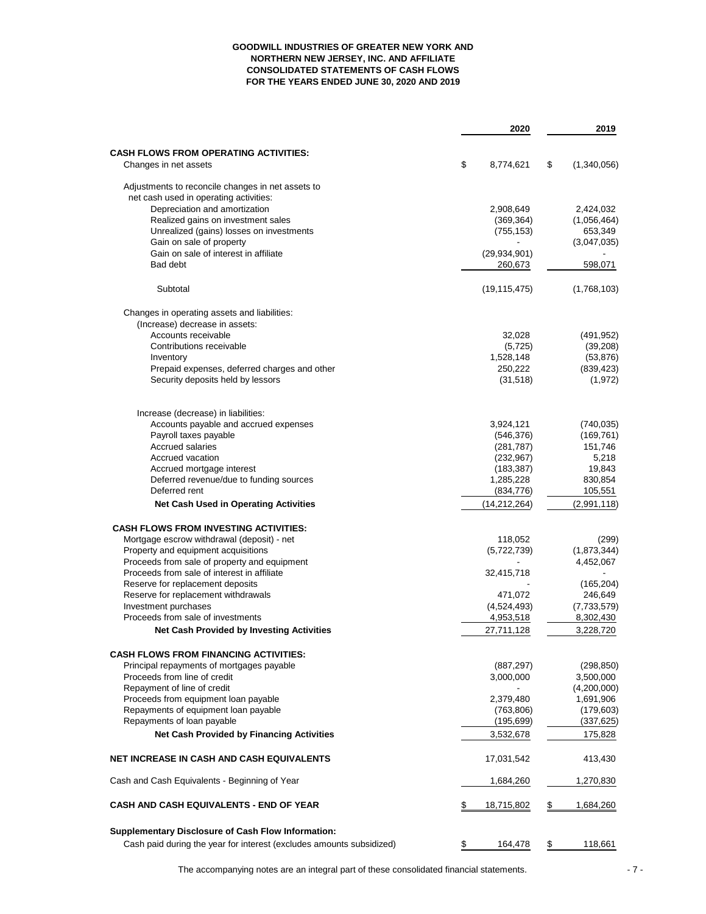**GOODWILL INDUSTRIES OF GREATER NEW YORK AND NORTHERN NEW JERSEY, INC. AND AFFILIATE**
**CONSOLIDATED STATEMENTS OF CASH FLOWS**
**FOR THE YEARS ENDED JUNE 30, 2020 AND 2019**

| | 2020 | 2019 |
|---|---|---|
| **CASH FLOWS FROM OPERATING ACTIVITIES:** | | |
| Changes in net assets | $ 8,774,621 | $ (1,340,056) |
| Adjustments to reconcile changes in net assets to net cash used in operating activities: | | |
| Depreciation and amortization | 2,908,649 | 2,424,032 |
| Realized gains on investment sales | (369,364) | (1,056,464) |
| Unrealized (gains) losses on investments | (755,153) | 653,349 |
| Gain on sale of property | - | (3,047,035) |
| Gain on sale of interest in affiliate | (29,934,901) | - |
| Bad debt | 260,673 | 598,071 |
| Subtotal | (19,115,475) | (1,768,103) |
| Changes in operating assets and liabilities: | | |
| (Increase) decrease in assets: | | |
| Accounts receivable | 32,028 | (491,952) |
| Contributions receivable | (5,725) | (39,208) |
| Inventory | 1,528,148 | (53,876) |
| Prepaid expenses, deferred charges and other | 250,222 | (839,423) |
| Security deposits held by lessors | (31,518) | (1,972) |
| Increase (decrease) in liabilities: | | |
| Accounts payable and accrued expenses | 3,924,121 | (740,035) |
| Payroll taxes payable | (546,376) | (169,761) |
| Accrued salaries | (281,787) | 151,746 |
| Accrued vacation | (232,967) | 5,218 |
| Accrued mortgage interest | (183,387) | 19,843 |
| Deferred revenue/due to funding sources | 1,285,228 | 830,854 |
| Deferred rent | (834,776) | 105,551 |
| **Net Cash Used in Operating Activities** | (14,212,264) | (2,991,118) |
| **CASH FLOWS FROM INVESTING ACTIVITIES:** | | |
| Mortgage escrow withdrawal (deposit) - net | 118,052 | (299) |
| Property and equipment acquisitions | (5,722,739) | (1,873,344) |
| Proceeds from sale of property and equipment | - | 4,452,067 |
| Proceeds from sale of interest in affiliate | 32,415,718 | - |
| Reserve for replacement deposits | - | (165,204) |
| Reserve for replacement withdrawals | 471,072 | 246,649 |
| Investment purchases | (4,524,493) | (7,733,579) |
| Proceeds from sale of investments | 4,953,518 | 8,302,430 |
| **Net Cash Provided by Investing Activities** | 27,711,128 | 3,228,720 |
| **CASH FLOWS FROM FINANCING ACTIVITIES:** | | |
| Principal repayments of mortgages payable | (887,297) | (298,850) |
| Proceeds from line of credit | 3,000,000 | 3,500,000 |
| Repayment of line of credit | - | (4,200,000) |
| Proceeds from equipment loan payable | 2,379,480 | 1,691,906 |
| Repayments of equipment loan payable | (763,806) | (179,603) |
| Repayments of loan payable | (195,699) | (337,625) |
| **Net Cash Provided by Financing Activities** | 3,532,678 | 175,828 |
| **NET INCREASE IN CASH AND CASH EQUIVALENTS** | 17,031,542 | 413,430 |
| Cash and Cash Equivalents - Beginning of Year | 1,684,260 | 1,270,830 |
| **CASH AND CASH EQUIVALENTS - END OF YEAR** | $ 18,715,802 | $ 1,684,260 |
| **Supplementary Disclosure of Cash Flow Information:** | | |
| Cash paid during the year for interest (excludes amounts subsidized) | $ 164,478 | $ 118,661 |

The accompanying notes are an integral part of these consolidated financial statements.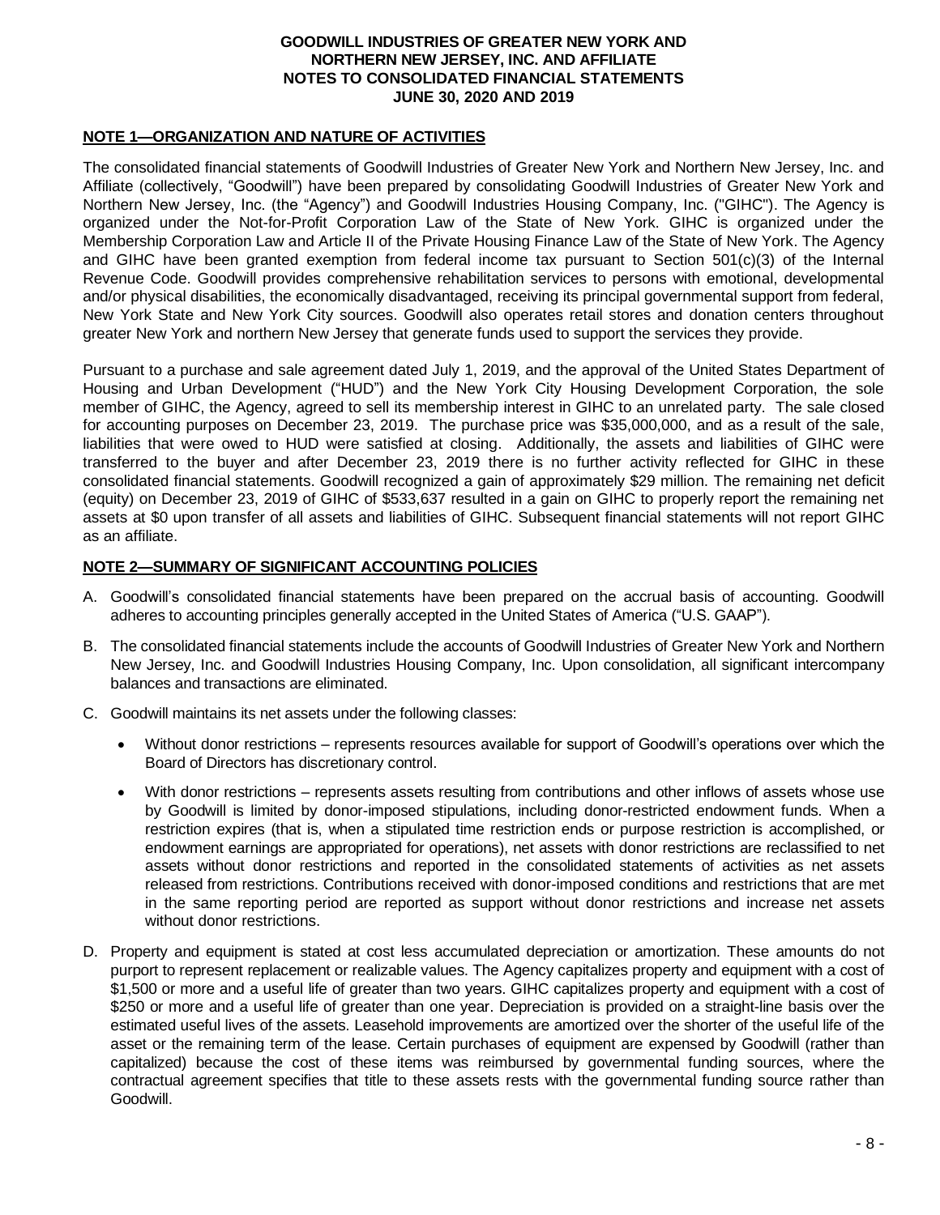# GOODWILL INDUSTRIES OF GREATER NEW YORK AND NORTHERN NEW JERSEY, INC. AND AFFILIATE
# NOTES TO CONSOLIDATED FINANCIAL STATEMENTS
# JUNE 30, 2020 AND 2019

## NOTE 1—ORGANIZATION AND NATURE OF ACTIVITIES

The consolidated financial statements of Goodwill Industries of Greater New York and Northern New Jersey, Inc. and Affiliate (collectively, "Goodwill") have been prepared by consolidating Goodwill Industries of Greater New York and Northern New Jersey, Inc. (the "Agency") and Goodwill Industries Housing Company, Inc. ("GIHC"). The Agency is organized under the Not-for-Profit Corporation Law of the State of New York. GIHC is organized under the Membership Corporation Law and Article II of the Private Housing Finance Law of the State of New York. The Agency and GIHC have been granted exemption from federal income tax pursuant to Section 501(c)(3) of the Internal Revenue Code. Goodwill provides comprehensive rehabilitation services to persons with emotional, developmental and/or physical disabilities, the economically disadvantaged, receiving its principal governmental support from federal, New York State and New York City sources. Goodwill also operates retail stores and donation centers throughout greater New York and northern New Jersey that generate funds used to support the services they provide.

Pursuant to a purchase and sale agreement dated July 1, 2019, and the approval of the United States Department of Housing and Urban Development ("HUD") and the New York City Housing Development Corporation, the sole member of GIHC, the Agency, agreed to sell its membership interest in GIHC to an unrelated party. The sale closed for accounting purposes on December 23, 2019. The purchase price was $35,000,000, and as a result of the sale, liabilities that were owed to HUD were satisfied at closing. Additionally, the assets and liabilities of GIHC were transferred to the buyer and after December 23, 2019 there is no further activity reflected for GIHC in these consolidated financial statements. Goodwill recognized a gain of approximately $29 million. The remaining net deficit (equity) on December 23, 2019 of GIHC of $533,637 resulted in a gain on GIHC to properly report the remaining net assets at $0 upon transfer of all assets and liabilities of GIHC. Subsequent financial statements will not report GIHC as an affiliate.

## NOTE 2—SUMMARY OF SIGNIFICANT ACCOUNTING POLICIES

A. Goodwill's consolidated financial statements have been prepared on the accrual basis of accounting. Goodwill adheres to accounting principles generally accepted in the United States of America ("U.S. GAAP").

B. The consolidated financial statements include the accounts of Goodwill Industries of Greater New York and Northern New Jersey, Inc. and Goodwill Industries Housing Company, Inc. Upon consolidation, all significant intercompany balances and transactions are eliminated.

C. Goodwill maintains its net assets under the following classes:

   - Without donor restrictions – represents resources available for support of Goodwill's operations over which the Board of Directors has discretionary control.
   - With donor restrictions – represents assets resulting from contributions and other inflows of assets whose use by Goodwill is limited by donor-imposed stipulations, including donor-restricted endowment funds. When a restriction expires (that is, when a stipulated time restriction ends or purpose restriction is accomplished, or endowment earnings are appropriated for operations), net assets with donor restrictions are reclassified to net assets without donor restrictions and reported in the consolidated statements of activities as net assets released from restrictions. Contributions received with donor-imposed conditions and restrictions that are met in the same reporting period are reported as support without donor restrictions and increase net assets without donor restrictions.

D. Property and equipment is stated at cost less accumulated depreciation or amortization. These amounts do not purport to represent replacement or realizable values. The Agency capitalizes property and equipment with a cost of $1,500 or more and a useful life of greater than two years. GIHC capitalizes property and equipment with a cost of $250 or more and a useful life of greater than one year. Depreciation is provided on a straight-line basis over the estimated useful lives of the assets. Leasehold improvements are amortized over the shorter of the useful life of the asset or the remaining term of the lease. Certain purchases of equipment are expensed by Goodwill (rather than capitalized) because the cost of these items was reimbursed by governmental funding sources, where the contractual agreement specifies that title to these assets rests with the governmental funding source rather than Goodwill.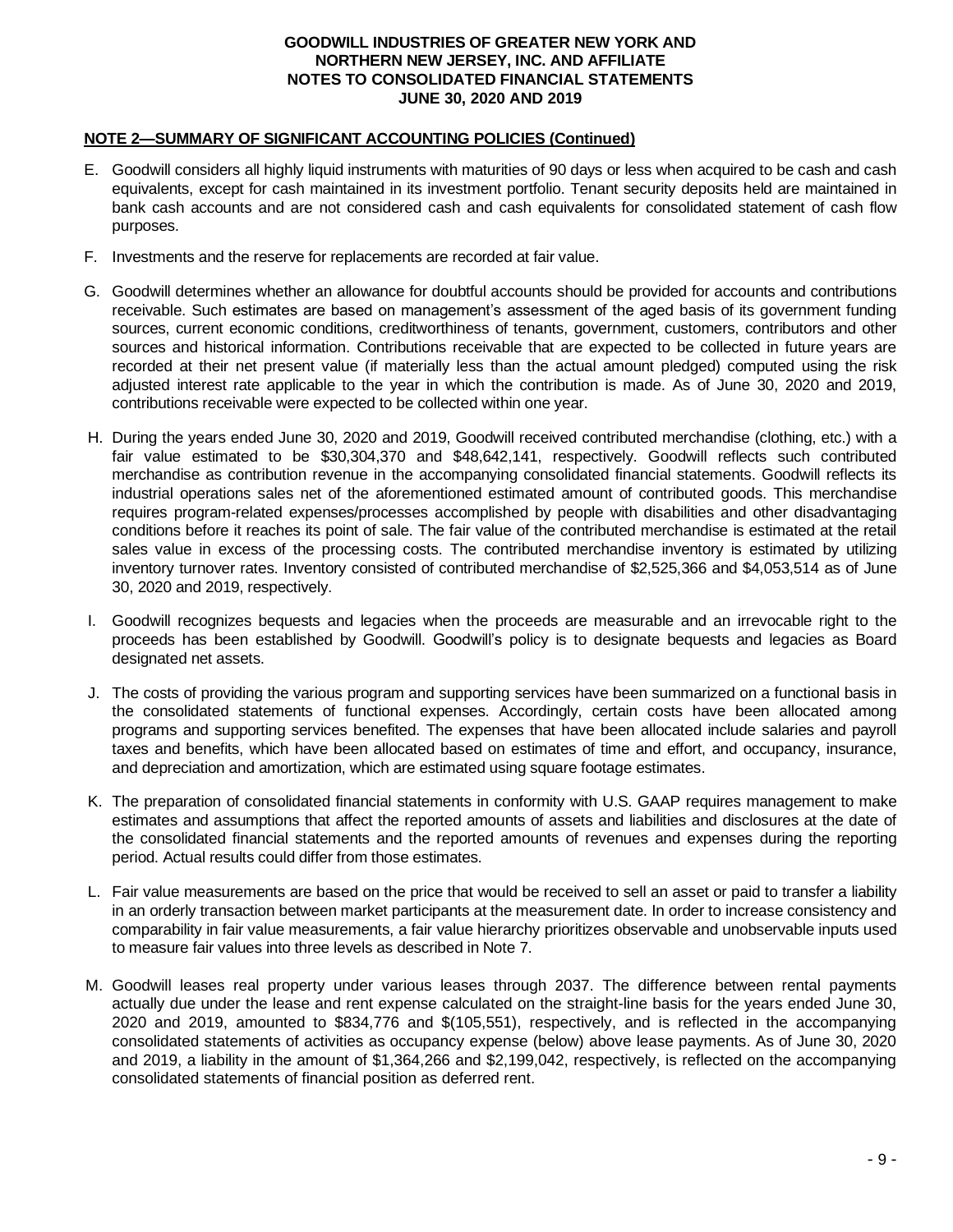## NOTE 2—SUMMARY OF SIGNIFICANT ACCOUNTING POLICIES (Continued)

E. Goodwill considers all highly liquid instruments with maturities of 90 days or less when acquired to be cash and cash equivalents, except for cash maintained in its investment portfolio. Tenant security deposits held are maintained in bank cash accounts and are not considered cash and cash equivalents for consolidated statement of cash flow purposes.

F. Investments and the reserve for replacements are recorded at fair value.

G. Goodwill determines whether an allowance for doubtful accounts should be provided for accounts and contributions receivable. Such estimates are based on management's assessment of the aged basis of its government funding sources, current economic conditions, creditworthiness of tenants, government, customers, contributors and other sources and historical information. Contributions receivable that are expected to be collected in future years are recorded at their net present value (if materially less than the actual amount pledged) computed using the risk adjusted interest rate applicable to the year in which the contribution is made. As of June 30, 2020 and 2019, contributions receivable were expected to be collected within one year.

H. During the years ended June 30, 2020 and 2019, Goodwill received contributed merchandise (clothing, etc.) with a fair value estimated to be $30,304,370 and $48,642,141, respectively. Goodwill reflects such contributed merchandise as contribution revenue in the accompanying consolidated financial statements. Goodwill reflects its industrial operations sales net of the aforementioned estimated amount of contributed goods. This merchandise requires program-related expenses/processes accomplished by people with disabilities and other disadvantaging conditions before it reaches its point of sale. The fair value of the contributed merchandise is estimated at the retail sales value in excess of the processing costs. The contributed merchandise inventory is estimated by utilizing inventory turnover rates. Inventory consisted of contributed merchandise of $2,525,366 and $4,053,514 as of June 30, 2020 and 2019, respectively.

I. Goodwill recognizes bequests and legacies when the proceeds are measurable and an irrevocable right to the proceeds has been established by Goodwill. Goodwill's policy is to designate bequests and legacies as Board designated net assets.

J. The costs of providing the various program and supporting services have been summarized on a functional basis in the consolidated statements of functional expenses. Accordingly, certain costs have been allocated among programs and supporting services benefited. The expenses that have been allocated include salaries and payroll taxes and benefits, which have been allocated based on estimates of time and effort, and occupancy, insurance, and depreciation and amortization, which are estimated using square footage estimates.

K. The preparation of consolidated financial statements in conformity with U.S. GAAP requires management to make estimates and assumptions that affect the reported amounts of assets and liabilities and disclosures at the date of the consolidated financial statements and the reported amounts of revenues and expenses during the reporting period. Actual results could differ from those estimates.

L. Fair value measurements are based on the price that would be received to sell an asset or paid to transfer a liability in an orderly transaction between market participants at the measurement date. In order to increase consistency and comparability in fair value measurements, a fair value hierarchy prioritizes observable and unobservable inputs used to measure fair values into three levels as described in Note 7.

M. Goodwill leases real property under various leases through 2037. The difference between rental payments actually due under the lease and rent expense calculated on the straight-line basis for the years ended June 30, 2020 and 2019, amounted to $834,776 and $(105,551), respectively, and is reflected in the accompanying consolidated statements of activities as occupancy expense (below) above lease payments. As of June 30, 2020 and 2019, a liability in the amount of $1,364,266 and $2,199,042, respectively, is reflected on the accompanying consolidated statements of financial position as deferred rent.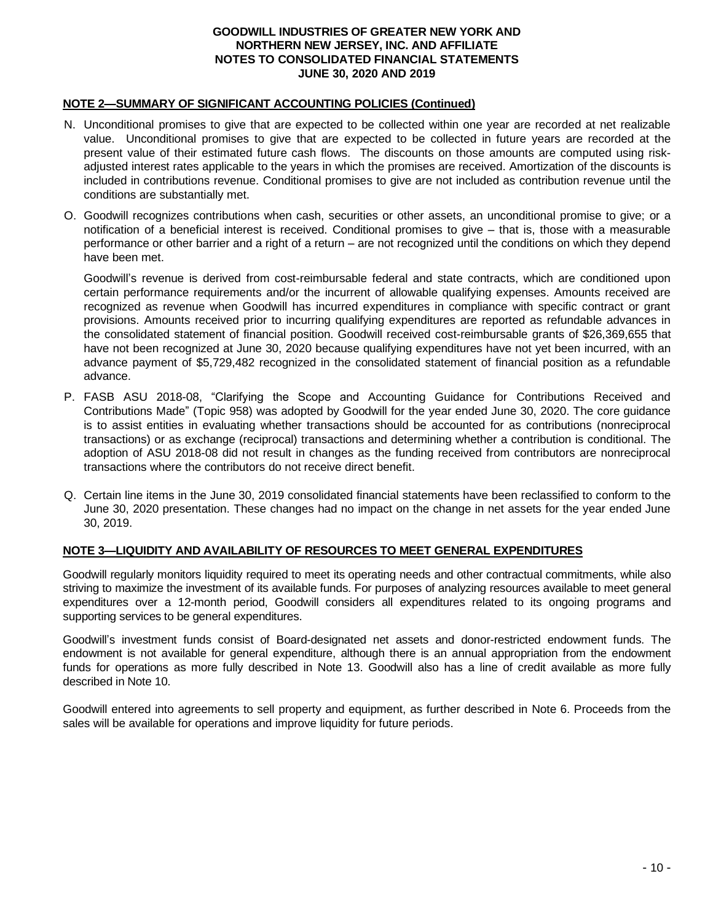## NOTE 2—SUMMARY OF SIGNIFICANT ACCOUNTING POLICIES (Continued)

N. Unconditional promises to give that are expected to be collected within one year are recorded at net realizable value. Unconditional promises to give that are expected to be collected in future years are recorded at the present value of their estimated future cash flows. The discounts on those amounts are computed using risk-adjusted interest rates applicable to the years in which the promises are received. Amortization of the discounts is included in contributions revenue. Conditional promises to give are not included as contribution revenue until the conditions are substantially met.

O. Goodwill recognizes contributions when cash, securities or other assets, an unconditional promise to give; or a notification of a beneficial interest is received. Conditional promises to give – that is, those with a measurable performance or other barrier and a right of a return – are not recognized until the conditions on which they depend have been met.

   Goodwill's revenue is derived from cost-reimbursable federal and state contracts, which are conditioned upon certain performance requirements and/or the incurrent of allowable qualifying expenses. Amounts received are recognized as revenue when Goodwill has incurred expenditures in compliance with specific contract or grant provisions. Amounts received prior to incurring qualifying expenditures are reported as refundable advances in the consolidated statement of financial position. Goodwill received cost-reimbursable grants of $26,369,655 that have not been recognized at June 30, 2020 because qualifying expenditures have not yet been incurred, with an advance payment of $5,729,482 recognized in the consolidated statement of financial position as a refundable advance.

P. FASB ASU 2018-08, "Clarifying the Scope and Accounting Guidance for Contributions Received and Contributions Made" (Topic 958) was adopted by Goodwill for the year ended June 30, 2020. The core guidance is to assist entities in evaluating whether transactions should be accounted for as contributions (nonreciprocal transactions) or as exchange (reciprocal) transactions and determining whether a contribution is conditional. The adoption of ASU 2018-08 did not result in changes as the funding received from contributors are nonreciprocal transactions where the contributors do not receive direct benefit.

Q. Certain line items in the June 30, 2019 consolidated financial statements have been reclassified to conform to the June 30, 2020 presentation. These changes had no impact on the change in net assets for the year ended June 30, 2019.

## NOTE 3—LIQUIDITY AND AVAILABILITY OF RESOURCES TO MEET GENERAL EXPENDITURES

Goodwill regularly monitors liquidity required to meet its operating needs and other contractual commitments, while also striving to maximize the investment of its available funds. For purposes of analyzing resources available to meet general expenditures over a 12-month period, Goodwill considers all expenditures related to its ongoing programs and supporting services to be general expenditures.

Goodwill's investment funds consist of Board-designated net assets and donor-restricted endowment funds. The endowment is not available for general expenditure, although there is an annual appropriation from the endowment funds for operations as more fully described in Note 13. Goodwill also has a line of credit available as more fully described in Note 10.

Goodwill entered into agreements to sell property and equipment, as further described in Note 6. Proceeds from the sales will be available for operations and improve liquidity for future periods.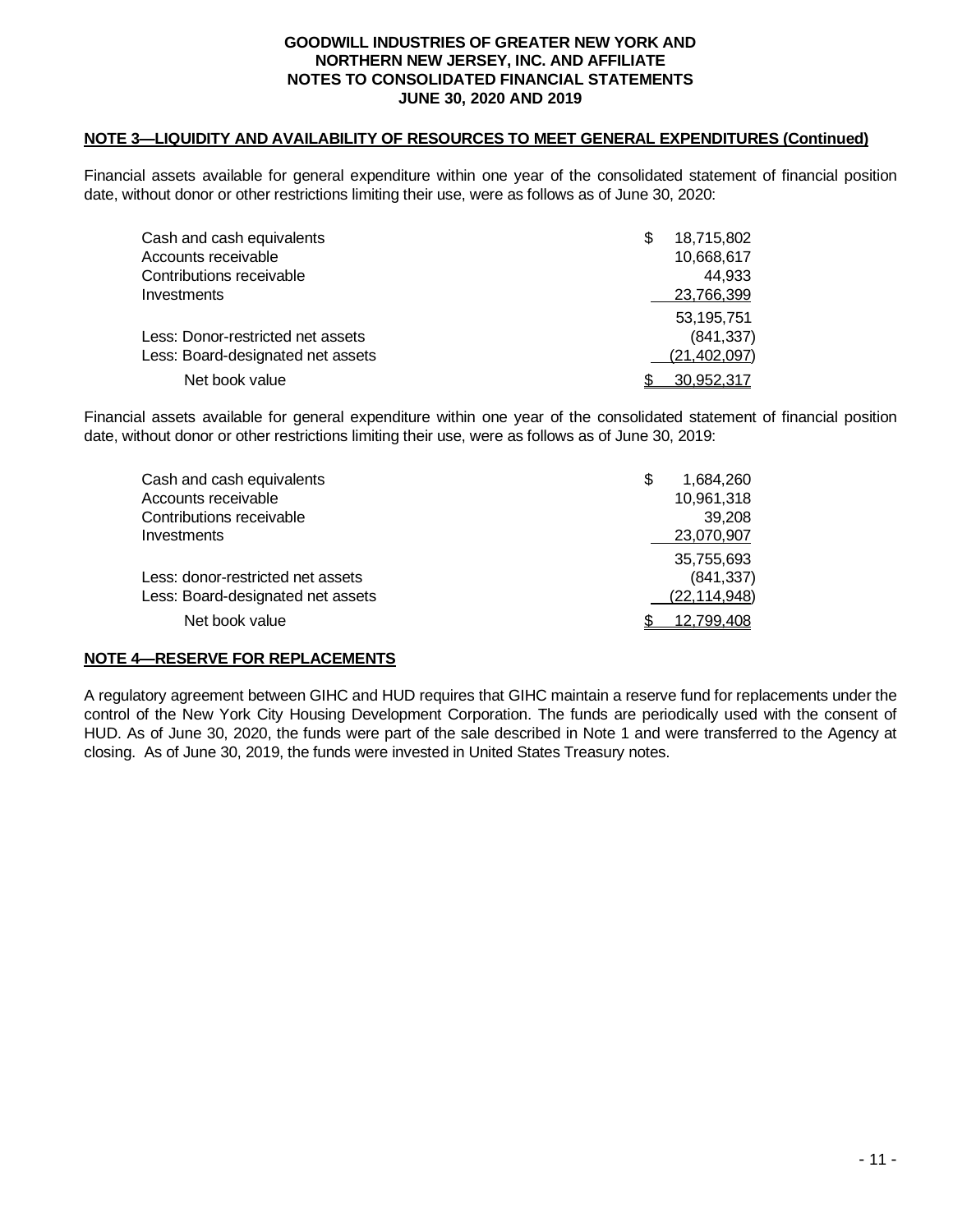## NOTE 3—LIQUIDITY AND AVAILABILITY OF RESOURCES TO MEET GENERAL EXPENDITURES (Continued)

Financial assets available for general expenditure within one year of the consolidated statement of financial position date, without donor or other restrictions limiting their use, were as follows as of June 30, 2020:

| | |
|---|---|
| Cash and cash equivalents | $ 18,715,802 |
| Accounts receivable | 10,668,617 |
| Contributions receivable | 44,933 |
| Investments | 23,766,399 |
| | 53,195,751 |
| Less: Donor-restricted net assets | (841,337) |
| Less: Board-designated net assets | (21,402,097) |
| Net book value | $ 30,952,317 |

Financial assets available for general expenditure within one year of the consolidated statement of financial position date, without donor or other restrictions limiting their use, were as follows as of June 30, 2019:

| | |
|---|---|
| Cash and cash equivalents | $ 1,684,260 |
| Accounts receivable | 10,961,318 |
| Contributions receivable | 39,208 |
| Investments | 23,070,907 |
| | 35,755,693 |
| Less: donor-restricted net assets | (841,337) |
| Less: Board-designated net assets | (22,114,948) |
| Net book value | $ 12,799,408 |

## NOTE 4—RESERVE FOR REPLACEMENTS

A regulatory agreement between GIHC and HUD requires that GIHC maintain a reserve fund for replacements under the control of the New York City Housing Development Corporation. The funds are periodically used with the consent of HUD. As of June 30, 2020, the funds were part of the sale described in Note 1 and were transferred to the Agency at closing. As of June 30, 2019, the funds were invested in United States Treasury notes.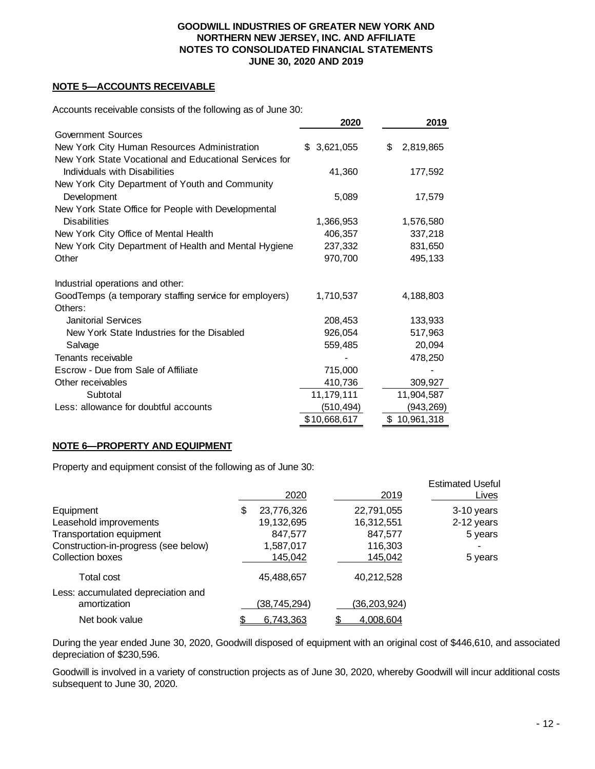**GOODWILL INDUSTRIES OF GREATER NEW YORK AND NORTHERN NEW JERSEY, INC. AND AFFILIATE**
**NOTES TO CONSOLIDATED FINANCIAL STATEMENTS**
**JUNE 30, 2020 AND 2019**

## NOTE 5—ACCOUNTS RECEIVABLE

Accounts receivable consists of the following as of June 30:

| | 2020 | 2019 |
|---|---|---|
| Government Sources | | |
| New York City Human Resources Administration | $ 3,621,055 | $ 2,819,865 |
| New York State Vocational and Educational Services for Individuals with Disabilities | 41,360 | 177,592 |
| New York City Department of Youth and Community Development | 5,089 | 17,579 |
| New York State Office for People with Developmental Disabilities | 1,366,953 | 1,576,580 |
| New York City Office of Mental Health | 406,357 | 337,218 |
| New York City Department of Health and Mental Hygiene | 237,332 | 831,650 |
| Other | 970,700 | 495,133 |
| Industrial operations and other: | | |
| GoodTemps (a temporary staffing service for employers) | 1,710,537 | 4,188,803 |
| Others: | | |
| Janitorial Services | 208,453 | 133,933 |
| New York State Industries for the Disabled | 926,054 | 517,963 |
| Salvage | 559,485 | 20,094 |
| Tenants receivable | - | 478,250 |
| Escrow - Due from Sale of Affiliate | 715,000 | - |
| Other receivables | 410,736 | 309,927 |
| Subtotal | 11,179,111 | 11,904,587 |
| Less: allowance for doubtful accounts | (510,494) | (943,269) |
| | $10,668,617 | $ 10,961,318 |

## NOTE 6—PROPERTY AND EQUIPMENT

Property and equipment consist of the following as of June 30:

| | 2020 | 2019 | Estimated Useful Lives |
|---|---|---|---|
| Equipment | $ 23,776,326 | 22,791,055 | 3-10 years |
| Leasehold improvements | 19,132,695 | 16,312,551 | 2-12 years |
| Transportation equipment | 847,577 | 847,577 | 5 years |
| Construction-in-progress (see below) | 1,587,017 | 116,303 | - |
| Collection boxes | 145,042 | 145,042 | 5 years |
| Total cost | 45,488,657 | 40,212,528 | |
| Less: accumulated depreciation and amortization | (38,745,294) | (36,203,924) | |
| Net book value | $ 6,743,363 | $ 4,008,604 | |

During the year ended June 30, 2020, Goodwill disposed of equipment with an original cost of $446,610, and associated depreciation of $230,596.

Goodwill is involved in a variety of construction projects as of June 30, 2020, whereby Goodwill will incur additional costs subsequent to June 30, 2020.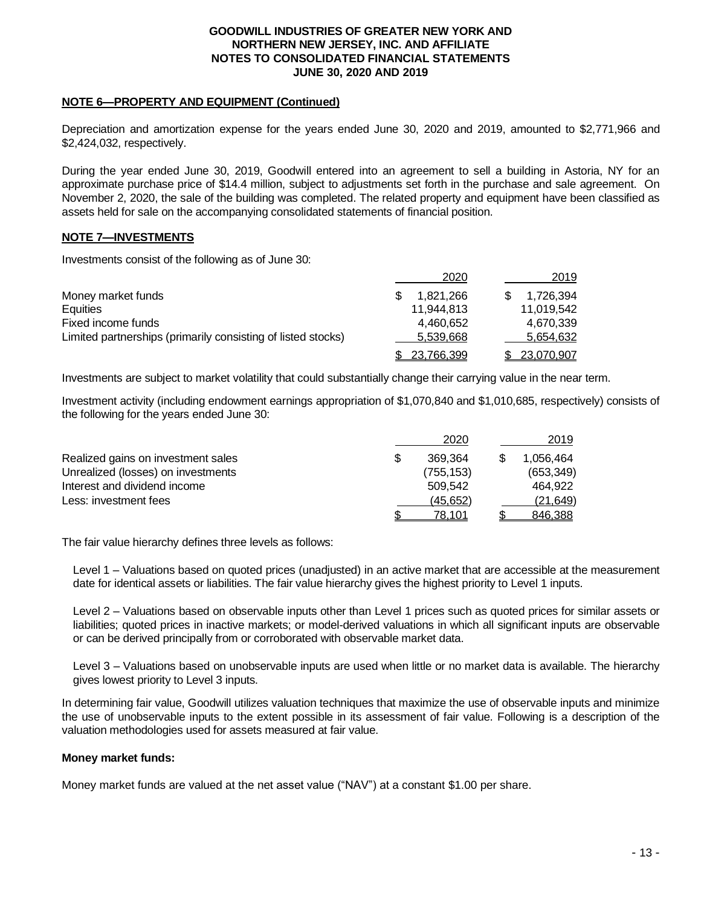GOODWILL INDUSTRIES OF GREATER NEW YORK AND NORTHERN NEW JERSEY, INC. AND AFFILIATE
NOTES TO CONSOLIDATED FINANCIAL STATEMENTS
JUNE 30, 2020 AND 2019

**NOTE 6—PROPERTY AND EQUIPMENT (Continued)**

Depreciation and amortization expense for the years ended June 30, 2020 and 2019, amounted to $2,771,966 and $2,424,032, respectively.

During the year ended June 30, 2019, Goodwill entered into an agreement to sell a building in Astoria, NY for an approximate purchase price of $14.4 million, subject to adjustments set forth in the purchase and sale agreement. On November 2, 2020, the sale of the building was completed. The related property and equipment have been classified as assets held for sale on the accompanying consolidated statements of financial position.

**NOTE 7—INVESTMENTS**

Investments consist of the following as of June 30:

| | 2020 | 2019 |
|---|---|---|
| Money market funds | $ 1,821,266 | $ 1,726,394 |
| Equities | 11,944,813 | 11,019,542 |
| Fixed income funds | 4,460,652 | 4,670,339 |
| Limited partnerships (primarily consisting of listed stocks) | 5,539,668 | 5,654,632 |
| | $ 23,766,399 | $ 23,070,907 |

Investments are subject to market volatility that could substantially change their carrying value in the near term.

Investment activity (including endowment earnings appropriation of $1,070,840 and $1,010,685, respectively) consists of the following for the years ended June 30:

| | 2020 | 2019 |
|---|---|---|
| Realized gains on investment sales | $ 369,364 | $ 1,056,464 |
| Unrealized (losses) on investments | (755,153) | (653,349) |
| Interest and dividend income | 509,542 | 464,922 |
| Less: investment fees | (45,652) | (21,649) |
| | $ 78,101 | $ 846,388 |

The fair value hierarchy defines three levels as follows:

Level 1 – Valuations based on quoted prices (unadjusted) in an active market that are accessible at the measurement date for identical assets or liabilities. The fair value hierarchy gives the highest priority to Level 1 inputs.

Level 2 – Valuations based on observable inputs other than Level 1 prices such as quoted prices for similar assets or liabilities; quoted prices in inactive markets; or model-derived valuations in which all significant inputs are observable or can be derived principally from or corroborated with observable market data.

Level 3 – Valuations based on unobservable inputs are used when little or no market data is available. The hierarchy gives lowest priority to Level 3 inputs.

In determining fair value, Goodwill utilizes valuation techniques that maximize the use of observable inputs and minimize the use of unobservable inputs to the extent possible in its assessment of fair value. Following is a description of the valuation methodologies used for assets measured at fair value.

**Money market funds:**

Money market funds are valued at the net asset value ("NAV") at a constant $1.00 per share.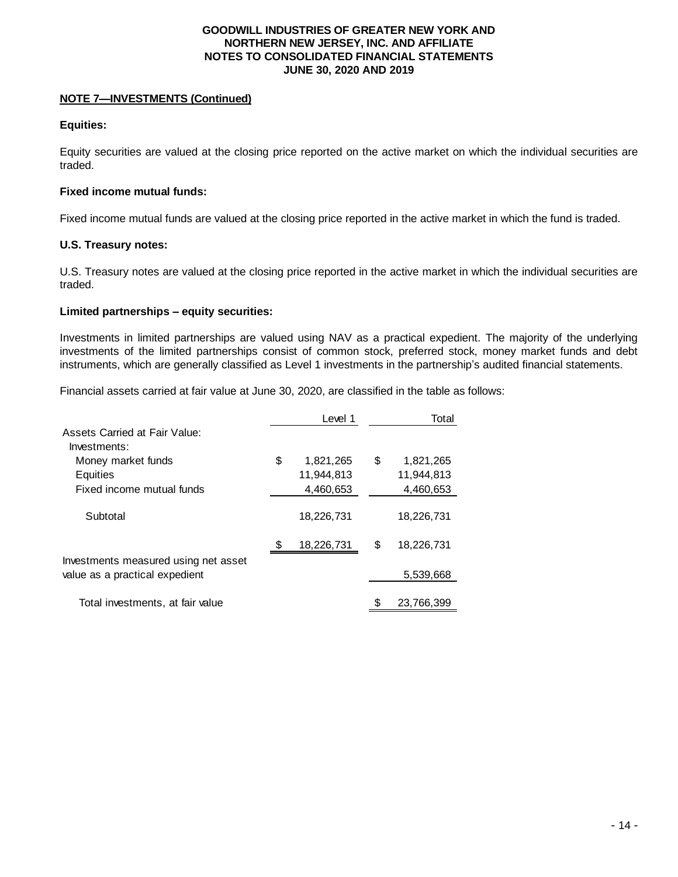**NOTE 7—INVESTMENTS (Continued)**

**Equities:**

Equity securities are valued at the closing price reported on the active market on which the individual securities are traded.

**Fixed income mutual funds:**

Fixed income mutual funds are valued at the closing price reported in the active market in which the fund is traded.

**U.S. Treasury notes:**

U.S. Treasury notes are valued at the closing price reported in the active market in which the individual securities are traded.

**Limited partnerships – equity securities:**

Investments in limited partnerships are valued using NAV as a practical expedient. The majority of the underlying investments of the limited partnerships consist of common stock, preferred stock, money market funds and debt instruments, which are generally classified as Level 1 investments in the partnership's audited financial statements.

Financial assets carried at fair value at June 30, 2020, are classified in the table as follows:

| | Level 1 | Total |
|---|---|---|
| Assets Carried at Fair Value: | | |
| Investments: | | |
| Money market funds | $ 1,821,265 | $ 1,821,265 |
| Equities | 11,944,813 | 11,944,813 |
| Fixed income mutual funds | 4,460,653 | 4,460,653 |
| Subtotal | 18,226,731 | 18,226,731 |
| | $ 18,226,731 | $ 18,226,731 |
| Investments measured using net asset value as a practical expedient | | 5,539,668 |
| Total investments, at fair value | | $ 23,766,399 |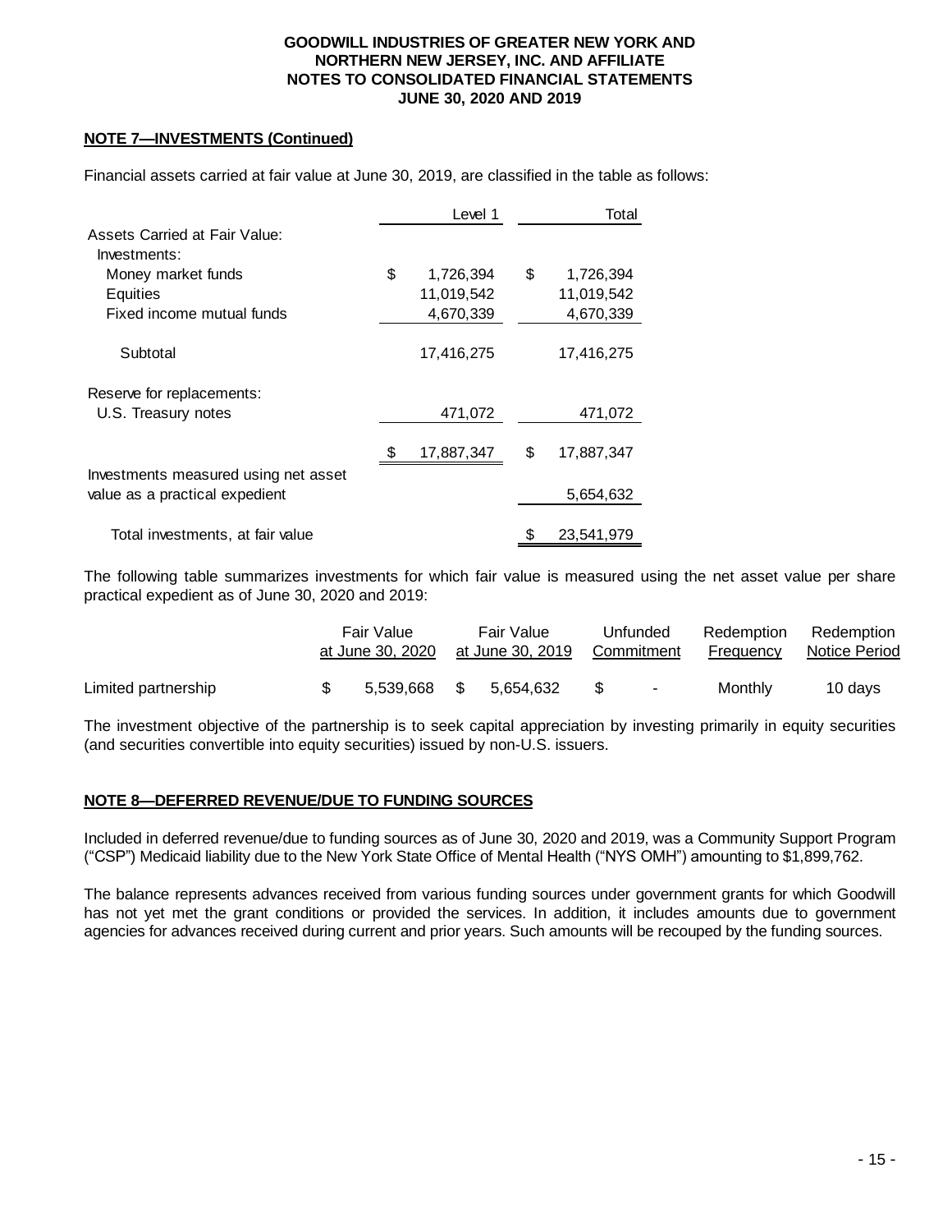**NOTE 7—INVESTMENTS (Continued)**

Financial assets carried at fair value at June 30, 2019, are classified in the table as follows:

| | Level 1 | Total |
|---|---|---|
| Assets Carried at Fair Value: | | |
| Investments: | | |
| Money market funds | $ 1,726,394 | $ 1,726,394 |
| Equities | 11,019,542 | 11,019,542 |
| Fixed income mutual funds | 4,670,339 | 4,670,339 |
| Subtotal | 17,416,275 | 17,416,275 |
| Reserve for replacements: | | |
| U.S. Treasury notes | 471,072 | 471,072 |
| | $ 17,887,347 | $ 17,887,347 |
| Investments measured using net asset value as a practical expedient | | 5,654,632 |
| Total investments, at fair value | | $ 23,541,979 |

The following table summarizes investments for which fair value is measured using the net asset value per share practical expedient as of June 30, 2020 and 2019:

| | Fair Value at June 30, 2020 | Fair Value at June 30, 2019 | Unfunded Commitment | Redemption Frequency | Redemption Notice Period |
|---|---|---|---|---|---|
| Limited partnership | $ 5,539,668 | $ 5,654,632 | $ - | Monthly | 10 days |

The investment objective of the partnership is to seek capital appreciation by investing primarily in equity securities (and securities convertible into equity securities) issued by non-U.S. issuers.

**NOTE 8—DEFERRED REVENUE/DUE TO FUNDING SOURCES**

Included in deferred revenue/due to funding sources as of June 30, 2020 and 2019, was a Community Support Program ("CSP") Medicaid liability due to the New York State Office of Mental Health ("NYS OMH") amounting to $1,899,762.

The balance represents advances received from various funding sources under government grants for which Goodwill has not yet met the grant conditions or provided the services. In addition, it includes amounts due to government agencies for advances received during current and prior years. Such amounts will be recouped by the funding sources.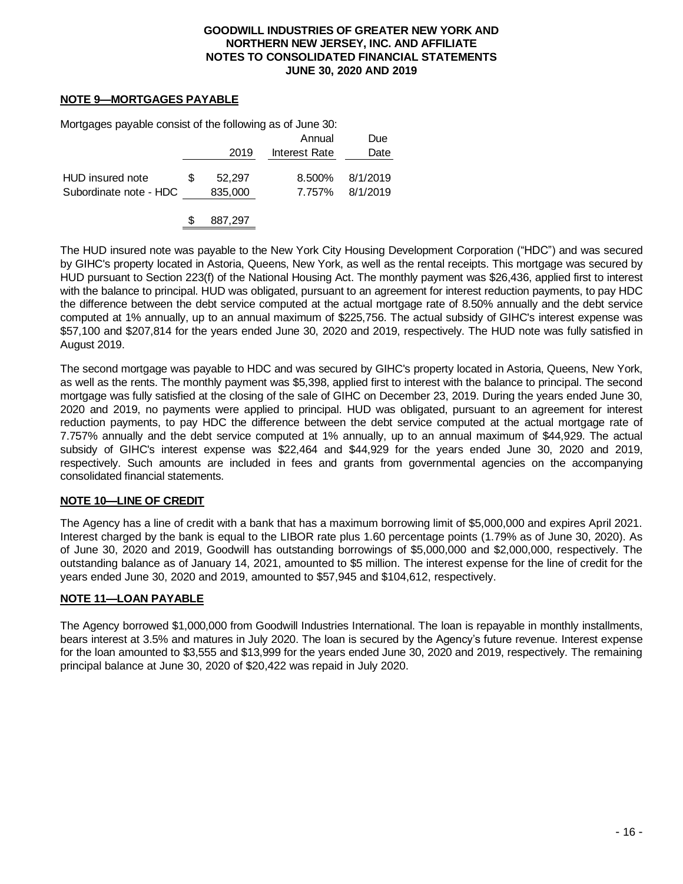## NOTE 9—MORTGAGES PAYABLE

Mortgages payable consist of the following as of June 30:

| | 2019 | Annual Interest Rate | Due Date |
|---|---|---|---|
| HUD insured note | $ 52,297 | 8.500% | 8/1/2019 |
| Subordinate note - HDC | 835,000 | 7.757% | 8/1/2019 |
| | $ 887,297 | | |

The HUD insured note was payable to the New York City Housing Development Corporation ("HDC") and was secured by GIHC's property located in Astoria, Queens, New York, as well as the rental receipts. This mortgage was secured by HUD pursuant to Section 223(f) of the National Housing Act. The monthly payment was $26,436, applied first to interest with the balance to principal. HUD was obligated, pursuant to an agreement for interest reduction payments, to pay HDC the difference between the debt service computed at the actual mortgage rate of 8.50% annually and the debt service computed at 1% annually, up to an annual maximum of $225,756. The actual subsidy of GIHC's interest expense was $57,100 and $207,814 for the years ended June 30, 2020 and 2019, respectively. The HUD note was fully satisfied in August 2019.

The second mortgage was payable to HDC and was secured by GIHC's property located in Astoria, Queens, New York, as well as the rents. The monthly payment was $5,398, applied first to interest with the balance to principal. The second mortgage was fully satisfied at the closing of the sale of GIHC on December 23, 2019. During the years ended June 30, 2020 and 2019, no payments were applied to principal. HUD was obligated, pursuant to an agreement for interest reduction payments, to pay HDC the difference between the debt service computed at the actual mortgage rate of 7.757% annually and the debt service computed at 1% annually, up to an annual maximum of $44,929. The actual subsidy of GIHC's interest expense was $22,464 and $44,929 for the years ended June 30, 2020 and 2019, respectively. Such amounts are included in fees and grants from governmental agencies on the accompanying consolidated financial statements.

## NOTE 10—LINE OF CREDIT

The Agency has a line of credit with a bank that has a maximum borrowing limit of $5,000,000 and expires April 2021. Interest charged by the bank is equal to the LIBOR rate plus 1.60 percentage points (1.79% as of June 30, 2020). As of June 30, 2020 and 2019, Goodwill has outstanding borrowings of $5,000,000 and $2,000,000, respectively. The outstanding balance as of January 14, 2021, amounted to $5 million. The interest expense for the line of credit for the years ended June 30, 2020 and 2019, amounted to $57,945 and $104,612, respectively.

## NOTE 11—LOAN PAYABLE

The Agency borrowed $1,000,000 from Goodwill Industries International. The loan is repayable in monthly installments, bears interest at 3.5% and matures in July 2020. The loan is secured by the Agency's future revenue. Interest expense for the loan amounted to $3,555 and $13,999 for the years ended June 30, 2020 and 2019, respectively. The remaining principal balance at June 30, 2020 of $20,422 was repaid in July 2020.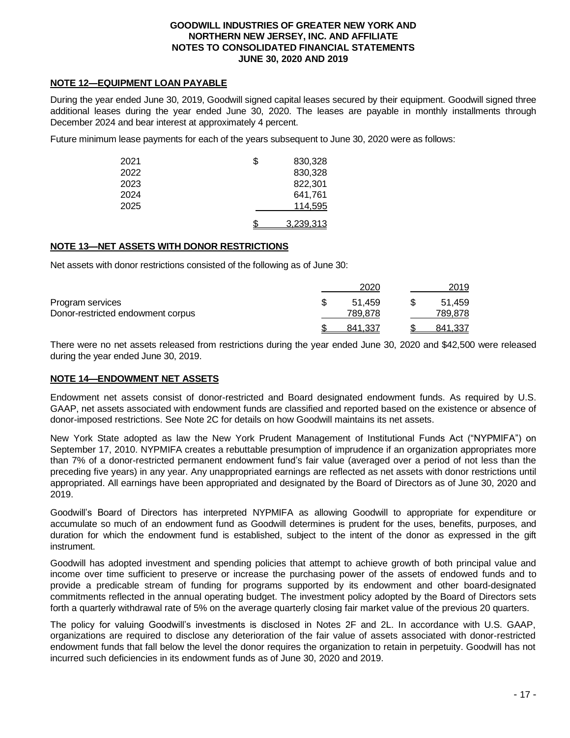## NOTE 12—EQUIPMENT LOAN PAYABLE

During the year ended June 30, 2019, Goodwill signed capital leases secured by their equipment. Goodwill signed three additional leases during the year ended June 30, 2020. The leases are payable in monthly installments through December 2024 and bear interest at approximately 4 percent.

Future minimum lease payments for each of the years subsequent to June 30, 2020 were as follows:

| | |
|---|---|
| 2021 | $ 830,328 |
| 2022 | 830,328 |
| 2023 | 822,301 |
| 2024 | 641,761 |
| 2025 | 114,595 |
| | $ 3,239,313 |

## NOTE 13—NET ASSETS WITH DONOR RESTRICTIONS

Net assets with donor restrictions consisted of the following as of June 30:

| | 2020 | 2019 |
|---|---|---|
| Program services | $ 51,459 | $ 51,459 |
| Donor-restricted endowment corpus | 789,878 | 789,878 |
| | $ 841,337 | $ 841,337 |

There were no net assets released from restrictions during the year ended June 30, 2020 and $42,500 were released during the year ended June 30, 2019.

## NOTE 14—ENDOWMENT NET ASSETS

Endowment net assets consist of donor-restricted and Board designated endowment funds. As required by U.S. GAAP, net assets associated with endowment funds are classified and reported based on the existence or absence of donor-imposed restrictions. See Note 2C for details on how Goodwill maintains its net assets.

New York State adopted as law the New York Prudent Management of Institutional Funds Act ("NYPMIFA") on September 17, 2010. NYPMIFA creates a rebuttable presumption of imprudence if an organization appropriates more than 7% of a donor-restricted permanent endowment fund's fair value (averaged over a period of not less than the preceding five years) in any year. Any unappropriated earnings are reflected as net assets with donor restrictions until appropriated. All earnings have been appropriated and designated by the Board of Directors as of June 30, 2020 and 2019.

Goodwill's Board of Directors has interpreted NYPMIFA as allowing Goodwill to appropriate for expenditure or accumulate so much of an endowment fund as Goodwill determines is prudent for the uses, benefits, purposes, and duration for which the endowment fund is established, subject to the intent of the donor as expressed in the gift instrument.

Goodwill has adopted investment and spending policies that attempt to achieve growth of both principal value and income over time sufficient to preserve or increase the purchasing power of the assets of endowed funds and to provide a predicable stream of funding for programs supported by its endowment and other board-designated commitments reflected in the annual operating budget. The investment policy adopted by the Board of Directors sets forth a quarterly withdrawal rate of 5% on the average quarterly closing fair market value of the previous 20 quarters.

The policy for valuing Goodwill's investments is disclosed in Notes 2F and 2L. In accordance with U.S. GAAP, organizations are required to disclose any deterioration of the fair value of assets associated with donor-restricted endowment funds that fall below the level the donor requires the organization to retain in perpetuity. Goodwill has not incurred such deficiencies in its endowment funds as of June 30, 2020 and 2019.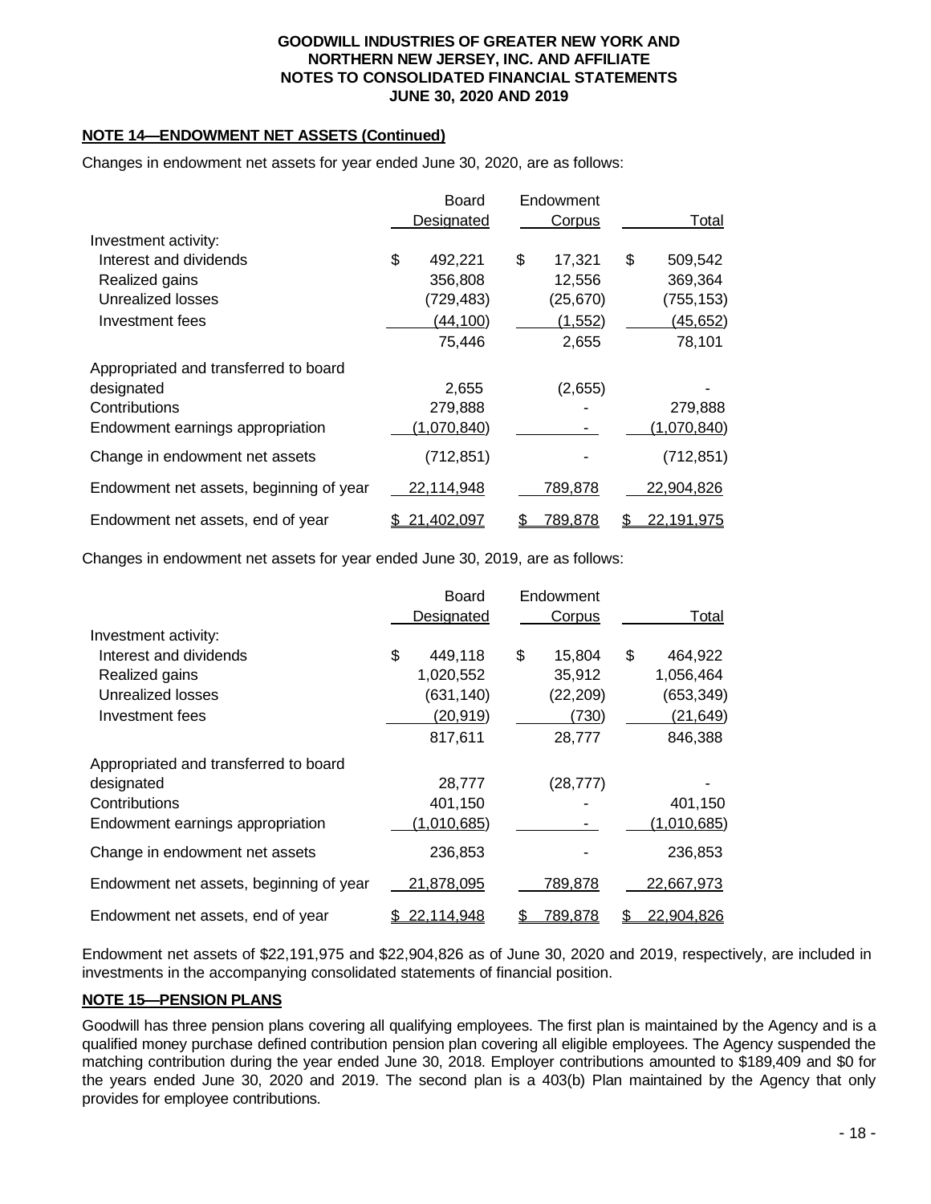**GOODWILL INDUSTRIES OF GREATER NEW YORK AND NORTHERN NEW JERSEY, INC. AND AFFILIATE**
**NOTES TO CONSOLIDATED FINANCIAL STATEMENTS**
**JUNE 30, 2020 AND 2019**

**NOTE 14—ENDOWMENT NET ASSETS (Continued)**

Changes in endowment net assets for year ended June 30, 2020, are as follows:

| | Board Designated | Endowment Corpus | Total |
|---|---|---|---|
| Investment activity: | | | |
| Interest and dividends | $ 492,221 | $ 17,321 | $ 509,542 |
| Realized gains | 356,808 | 12,556 | 369,364 |
| Unrealized losses | (729,483) | (25,670) | (755,153) |
| Investment fees | (44,100) | (1,552) | (45,652) |
| | 75,446 | 2,655 | 78,101 |
| Appropriated and transferred to board designated | 2,655 | (2,655) | - |
| Contributions | 279,888 | - | 279,888 |
| Endowment earnings appropriation | (1,070,840) | - | (1,070,840) |
| Change in endowment net assets | (712,851) | - | (712,851) |
| Endowment net assets, beginning of year | 22,114,948 | 789,878 | 22,904,826 |
| Endowment net assets, end of year | $ 21,402,097 | $ 789,878 | $ 22,191,975 |

Changes in endowment net assets for year ended June 30, 2019, are as follows:

| | Board Designated | Endowment Corpus | Total |
|---|---|---|---|
| Investment activity: | | | |
| Interest and dividends | $ 449,118 | $ 15,804 | $ 464,922 |
| Realized gains | 1,020,552 | 35,912 | 1,056,464 |
| Unrealized losses | (631,140) | (22,209) | (653,349) |
| Investment fees | (20,919) | (730) | (21,649) |
| | 817,611 | 28,777 | 846,388 |
| Appropriated and transferred to board designated | 28,777 | (28,777) | - |
| Contributions | 401,150 | - | 401,150 |
| Endowment earnings appropriation | (1,010,685) | - | (1,010,685) |
| Change in endowment net assets | 236,853 | - | 236,853 |
| Endowment net assets, beginning of year | 21,878,095 | 789,878 | 22,667,973 |
| Endowment net assets, end of year | $ 22,114,948 | $ 789,878 | $ 22,904,826 |

Endowment net assets of $22,191,975 and $22,904,826 as of June 30, 2020 and 2019, respectively, are included in investments in the accompanying consolidated statements of financial position.

**NOTE 15—PENSION PLANS**

Goodwill has three pension plans covering all qualifying employees. The first plan is maintained by the Agency and is a qualified money purchase defined contribution pension plan covering all eligible employees. The Agency suspended the matching contribution during the year ended June 30, 2018. Employer contributions amounted to $189,409 and $0 for the years ended June 30, 2020 and 2019. The second plan is a 403(b) Plan maintained by the Agency that only provides for employee contributions.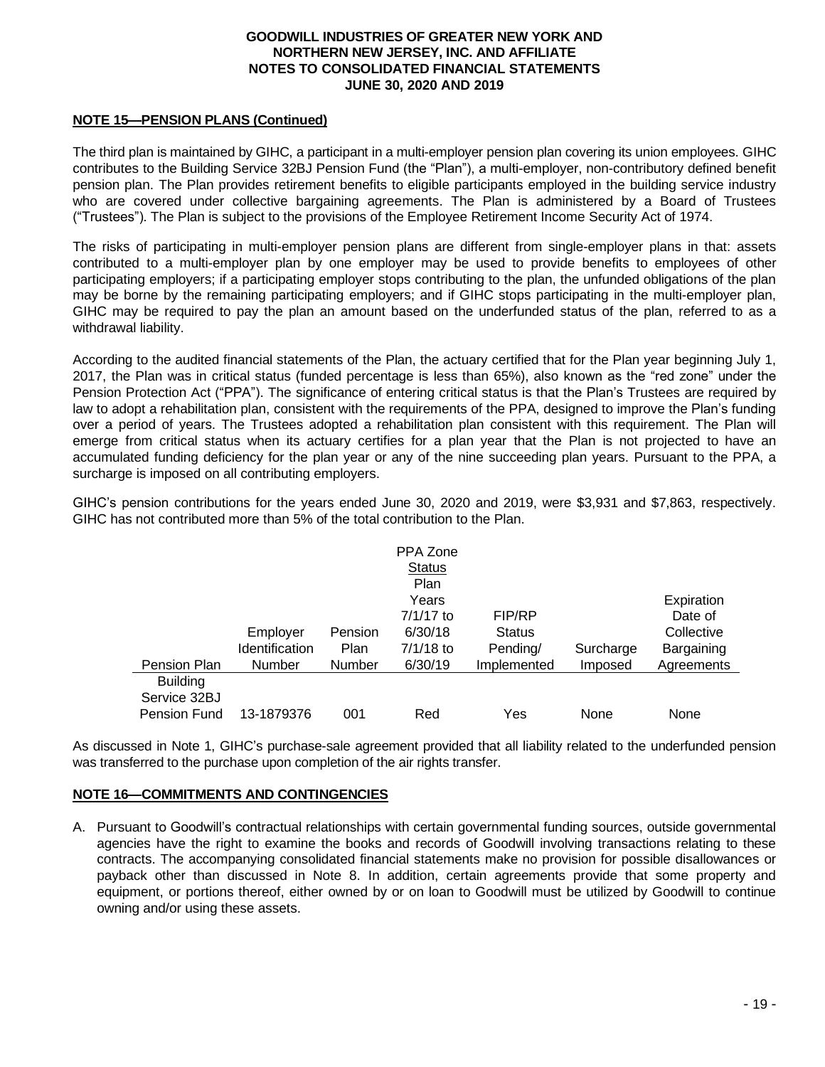**NOTE 15—PENSION PLANS (Continued)**

The third plan is maintained by GIHC, a participant in a multi-employer pension plan covering its union employees. GIHC contributes to the Building Service 32BJ Pension Fund (the "Plan"), a multi-employer, non-contributory defined benefit pension plan. The Plan provides retirement benefits to eligible participants employed in the building service industry who are covered under collective bargaining agreements. The Plan is administered by a Board of Trustees ("Trustees"). The Plan is subject to the provisions of the Employee Retirement Income Security Act of 1974.

The risks of participating in multi-employer pension plans are different from single-employer plans in that: assets contributed to a multi-employer plan by one employer may be used to provide benefits to employees of other participating employers; if a participating employer stops contributing to the plan, the unfunded obligations of the plan may be borne by the remaining participating employers; and if GIHC stops participating in the multi-employer plan, GIHC may be required to pay the plan an amount based on the underfunded status of the plan, referred to as a withdrawal liability.

According to the audited financial statements of the Plan, the actuary certified that for the Plan year beginning July 1, 2017, the Plan was in critical status (funded percentage is less than 65%), also known as the "red zone" under the Pension Protection Act ("PPA"). The significance of entering critical status is that the Plan's Trustees are required by law to adopt a rehabilitation plan, consistent with the requirements of the PPA, designed to improve the Plan's funding over a period of years. The Trustees adopted a rehabilitation plan consistent with this requirement. The Plan will emerge from critical status when its actuary certifies for a plan year that the Plan is not projected to have an accumulated funding deficiency for the plan year or any of the nine succeeding plan years. Pursuant to the PPA, a surcharge is imposed on all contributing employers.

GIHC's pension contributions for the years ended June 30, 2020 and 2019, were \$3,931 and \$7,863, respectively. GIHC has not contributed more than 5% of the total contribution to the Plan.

| Pension Plan | Employer Identification Number | Pension Plan Number | PPA Zone Status Plan Years 7/1/17 to 6/30/18 7/1/18 to 6/30/19 | FIP/RP Status Pending/ Implemented | Surcharge Imposed | Expiration Date of Collective Bargaining Agreements |
|---|---|---|---|---|---|---|
| Building Service 32BJ Pension Fund | 13-1879376 | 001 | Red | Yes | None | None |

As discussed in Note 1, GIHC's purchase-sale agreement provided that all liability related to the underfunded pension was transferred to the purchase upon completion of the air rights transfer.

**NOTE 16—COMMITMENTS AND CONTINGENCIES**

A. Pursuant to Goodwill's contractual relationships with certain governmental funding sources, outside governmental agencies have the right to examine the books and records of Goodwill involving transactions relating to these contracts. The accompanying consolidated financial statements make no provision for possible disallowances or payback other than discussed in Note 8. In addition, certain agreements provide that some property and equipment, or portions thereof, either owned by or on loan to Goodwill must be utilized by Goodwill to continue owning and/or using these assets.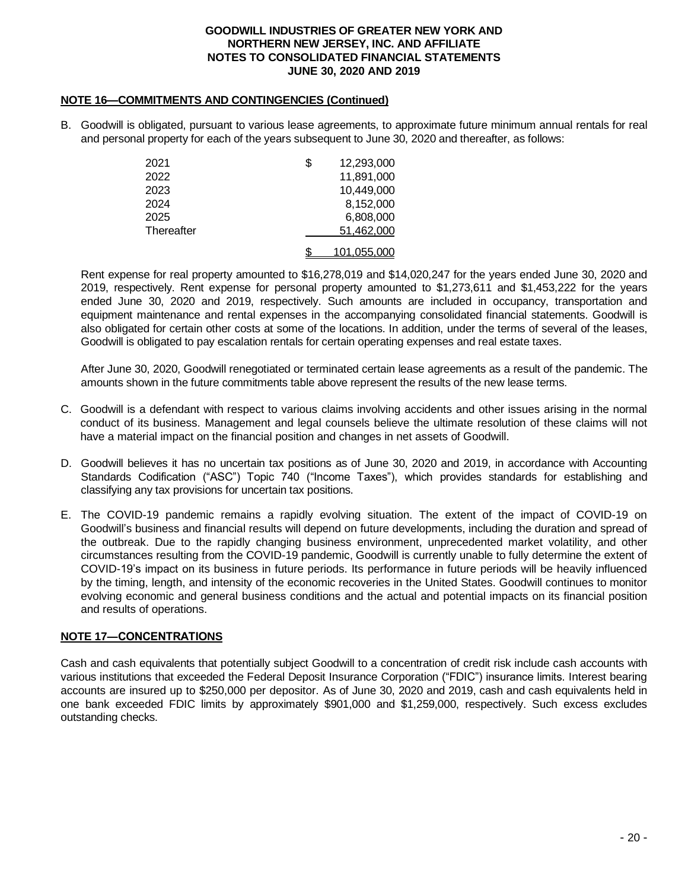## NOTE 16—COMMITMENTS AND CONTINGENCIES (Continued)

B. Goodwill is obligated, pursuant to various lease agreements, to approximate future minimum annual rentals for real and personal property for each of the years subsequent to June 30, 2020 and thereafter, as follows:

| | |
|---|---|
| 2021 | $ 12,293,000 |
| 2022 | 11,891,000 |
| 2023 | 10,449,000 |
| 2024 | 8,152,000 |
| 2025 | 6,808,000 |
| Thereafter | 51,462,000 |
| | $ 101,055,000 |

Rent expense for real property amounted to $16,278,019 and $14,020,247 for the years ended June 30, 2020 and 2019, respectively. Rent expense for personal property amounted to $1,273,611 and $1,453,222 for the years ended June 30, 2020 and 2019, respectively. Such amounts are included in occupancy, transportation and equipment maintenance and rental expenses in the accompanying consolidated financial statements. Goodwill is also obligated for certain other costs at some of the locations. In addition, under the terms of several of the leases, Goodwill is obligated to pay escalation rentals for certain operating expenses and real estate taxes.

After June 30, 2020, Goodwill renegotiated or terminated certain lease agreements as a result of the pandemic. The amounts shown in the future commitments table above represent the results of the new lease terms.

C. Goodwill is a defendant with respect to various claims involving accidents and other issues arising in the normal conduct of its business. Management and legal counsels believe the ultimate resolution of these claims will not have a material impact on the financial position and changes in net assets of Goodwill.

D. Goodwill believes it has no uncertain tax positions as of June 30, 2020 and 2019, in accordance with Accounting Standards Codification ("ASC") Topic 740 ("Income Taxes"), which provides standards for establishing and classifying any tax provisions for uncertain tax positions.

E. The COVID-19 pandemic remains a rapidly evolving situation. The extent of the impact of COVID-19 on Goodwill's business and financial results will depend on future developments, including the duration and spread of the outbreak. Due to the rapidly changing business environment, unprecedented market volatility, and other circumstances resulting from the COVID-19 pandemic, Goodwill is currently unable to fully determine the extent of COVID-19's impact on its business in future periods. Its performance in future periods will be heavily influenced by the timing, length, and intensity of the economic recoveries in the United States. Goodwill continues to monitor evolving economic and general business conditions and the actual and potential impacts on its financial position and results of operations.

## NOTE 17—CONCENTRATIONS

Cash and cash equivalents that potentially subject Goodwill to a concentration of credit risk include cash accounts with various institutions that exceeded the Federal Deposit Insurance Corporation ("FDIC") insurance limits. Interest bearing accounts are insured up to $250,000 per depositor. As of June 30, 2020 and 2019, cash and cash equivalents held in one bank exceeded FDIC limits by approximately $901,000 and $1,259,000, respectively. Such excess excludes outstanding checks.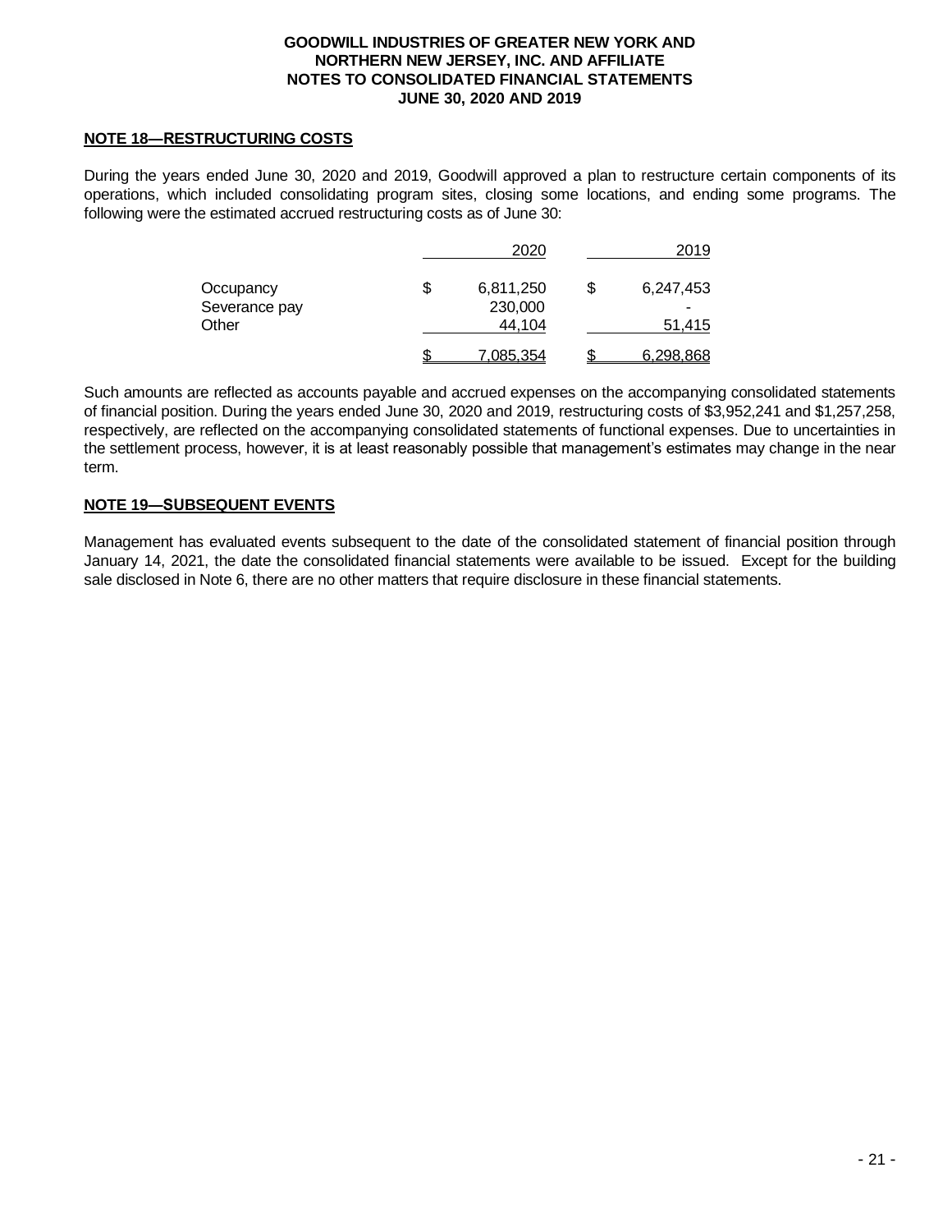## NOTE 18—RESTRUCTURING COSTS

During the years ended June 30, 2020 and 2019, Goodwill approved a plan to restructure certain components of its operations, which included consolidating program sites, closing some locations, and ending some programs. The following were the estimated accrued restructuring costs as of June 30:

| | 2020 | 2019 |
|---|---|---|
| Occupancy | $ 6,811,250 | $ 6,247,453 |
| Severance pay | 230,000 | - |
| Other | 44,104 | 51,415 |
| | $ 7,085,354 | $ 6,298,868 |

Such amounts are reflected as accounts payable and accrued expenses on the accompanying consolidated statements of financial position. During the years ended June 30, 2020 and 2019, restructuring costs of $3,952,241 and $1,257,258, respectively, are reflected on the accompanying consolidated statements of functional expenses. Due to uncertainties in the settlement process, however, it is at least reasonably possible that management's estimates may change in the near term.

## NOTE 19—SUBSEQUENT EVENTS

Management has evaluated events subsequent to the date of the consolidated statement of financial position through January 14, 2021, the date the consolidated financial statements were available to be issued. Except for the building sale disclosed in Note 6, there are no other matters that require disclosure in these financial statements.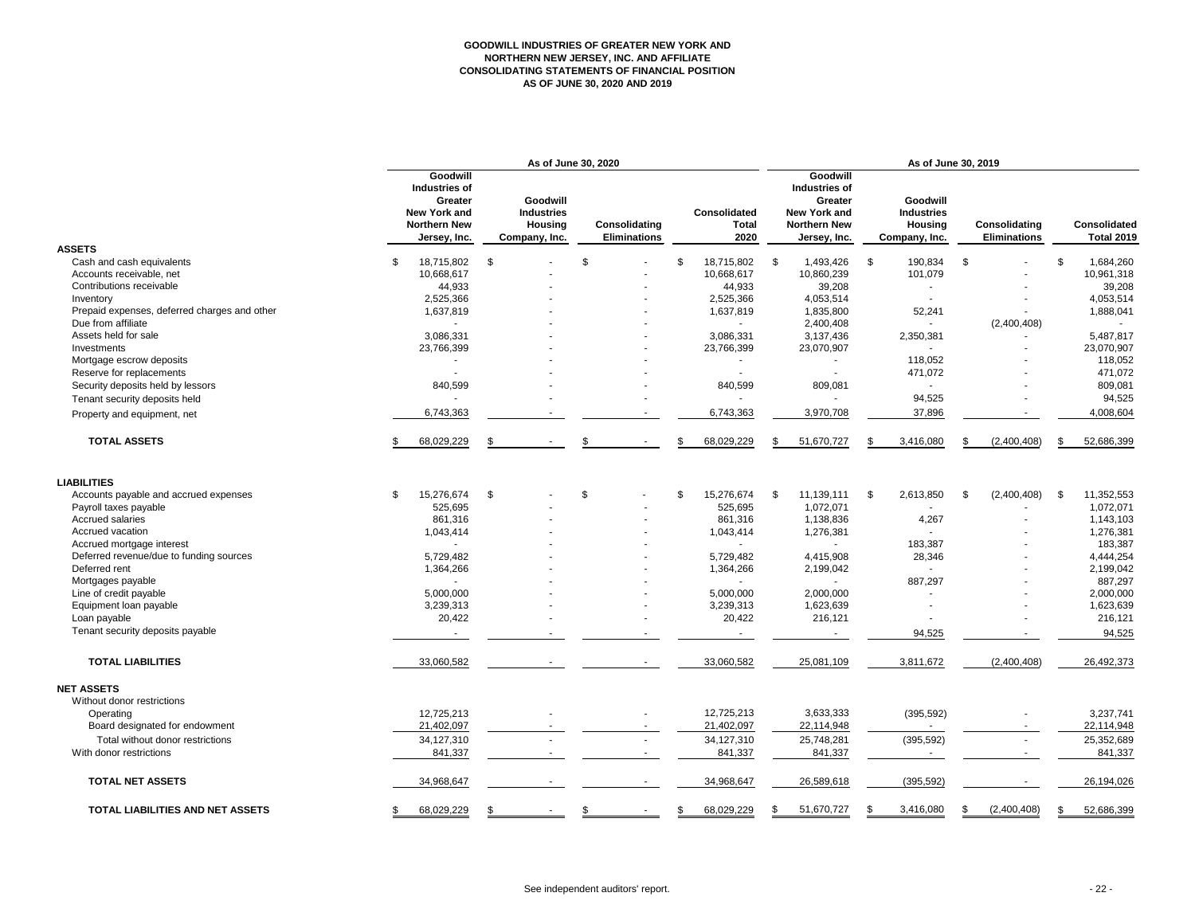**GOODWILL INDUSTRIES OF GREATER NEW YORK AND NORTHERN NEW JERSEY, INC. AND AFFILIATE**
**CONSOLIDATING STATEMENTS OF FINANCIAL POSITION**
**AS OF JUNE 30, 2020 AND 2019**

| | As of June 30, 2020 | | | | As of June 30, 2019 | | | |
|---|---|---|---|---|---|---|---|---|
| | Goodwill Industries of Greater New York and Northern New Jersey, Inc. | Goodwill Industries Housing Company, Inc. | Consolidating Eliminations | Consolidated Total 2020 | Goodwill Industries of Greater New York and Northern New Jersey, Inc. | Goodwill Industries Housing Company, Inc. | Consolidating Eliminations | Consolidated Total 2019 |
| **ASSETS** | | | | | | | | |
| Cash and cash equivalents | $ 18,715,802 | $ - | $ - | $ 18,715,802 | $ 1,493,426 | $ 190,834 | $ - | $ 1,684,260 |
| Accounts receivable, net | 10,668,617 | - | - | 10,668,617 | 10,860,239 | 101,079 | - | 10,961,318 |
| Contributions receivable | 44,933 | - | - | 44,933 | 39,208 | - | - | 39,208 |
| Inventory | 2,525,366 | - | - | 2,525,366 | 4,053,514 | - | - | 4,053,514 |
| Prepaid expenses, deferred charges and other | 1,637,819 | - | - | 1,637,819 | 1,835,800 | 52,241 | - | 1,888,041 |
| Due from affiliate | - | - | - | - | 2,400,408 | - | (2,400,408) | - |
| Assets held for sale | 3,086,331 | - | - | 3,086,331 | 3,137,436 | 2,350,381 | - | 5,487,817 |
| Investments | 23,766,399 | - | - | 23,766,399 | 23,070,907 | - | - | 23,070,907 |
| Mortgage escrow deposits | - | - | - | - | - | 118,052 | - | 118,052 |
| Reserve for replacements | - | - | - | - | - | 471,072 | - | 471,072 |
| Security deposits held by lessors | 840,599 | - | - | 840,599 | 809,081 | - | - | 809,081 |
| Tenant security deposits held | - | - | - | - | - | 94,525 | - | 94,525 |
| Property and equipment, net | 6,743,363 | - | - | 6,743,363 | 3,970,708 | 37,896 | - | 4,008,604 |
| **TOTAL ASSETS** | $ 68,029,229 | $ - | $ - | $ 68,029,229 | $ 51,670,727 | $ 3,416,080 | $ (2,400,408) | $ 52,686,399 |
| **LIABILITIES** | | | | | | | | |
| Accounts payable and accrued expenses | $ 15,276,674 | $ - | $ - | $ 15,276,674 | $ 11,139,111 | $ 2,613,850 | $ (2,400,408) | $ 11,352,553 |
| Payroll taxes payable | 525,695 | - | - | 525,695 | 1,072,071 | - | - | 1,072,071 |
| Accrued salaries | 861,316 | - | - | 861,316 | 1,138,836 | 4,267 | - | 1,143,103 |
| Accrued vacation | 1,043,414 | - | - | 1,043,414 | 1,276,381 | - | - | 1,276,381 |
| Accrued mortgage interest | - | - | - | - | - | 183,387 | - | 183,387 |
| Deferred revenue/due to funding sources | 5,729,482 | - | - | 5,729,482 | 4,415,908 | 28,346 | - | 4,444,254 |
| Deferred rent | 1,364,266 | - | - | 1,364,266 | 2,199,042 | - | - | 2,199,042 |
| Mortgages payable | - | - | - | - | - | 887,297 | - | 887,297 |
| Line of credit payable | 5,000,000 | - | - | 5,000,000 | 2,000,000 | - | - | 2,000,000 |
| Equipment loan payable | 3,239,313 | - | - | 3,239,313 | 1,623,639 | - | - | 1,623,639 |
| Loan payable | 20,422 | - | - | 20,422 | 216,121 | - | - | 216,121 |
| Tenant security deposits payable | - | - | - | - | - | 94,525 | - | 94,525 |
| **TOTAL LIABILITIES** | 33,060,582 | - | - | 33,060,582 | 25,081,109 | 3,811,672 | (2,400,408) | 26,492,373 |
| **NET ASSETS** | | | | | | | | |
| Without donor restrictions | | | | | | | | |
| Operating | 12,725,213 | - | - | 12,725,213 | 3,633,333 | (395,592) | - | 3,237,741 |
| Board designated for endowment | 21,402,097 | - | - | 21,402,097 | 22,114,948 | - | - | 22,114,948 |
| Total without donor restrictions | 34,127,310 | - | - | 34,127,310 | 25,748,281 | (395,592) | - | 25,352,689 |
| With donor restrictions | 841,337 | - | - | 841,337 | 841,337 | - | - | 841,337 |
| **TOTAL NET ASSETS** | 34,968,647 | - | - | 34,968,647 | 26,589,618 | (395,592) | - | 26,194,026 |
| **TOTAL LIABILITIES AND NET ASSETS** | $ 68,029,229 | $ - | $ - | $ 68,029,229 | $ 51,670,727 | $ 3,416,080 | $ (2,400,408) | $ 52,686,399 |

See independent auditors' report.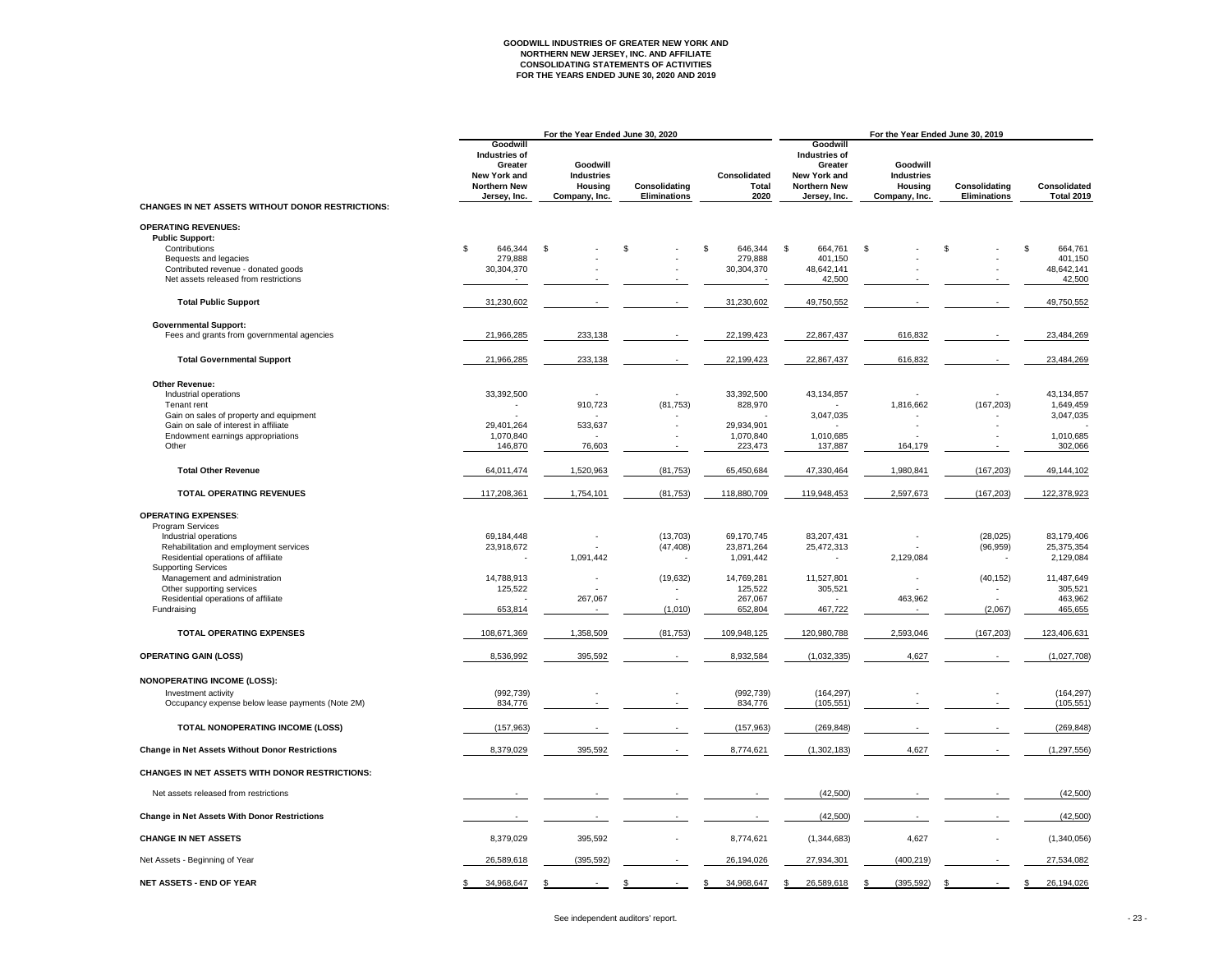**GOODWILL INDUSTRIES OF GREATER NEW YORK AND NORTHERN NEW JERSEY, INC. AND AFFILIATE**
**CONSOLIDATING STATEMENTS OF ACTIVITIES**
**FOR THE YEARS ENDED JUNE 30, 2020 AND 2019**

| | For the Year Ended June 30, 2020 | | | | For the Year Ended June 30, 2019 | | | |
|---|---|---|---|---|---|---|---|---|
| | Goodwill Industries of Greater New York and Northern New Jersey, Inc. | Goodwill Industries Housing Company, Inc. | Consolidating Eliminations | Consolidated Total 2020 | Goodwill Industries of Greater New York and Northern New Jersey, Inc. | Goodwill Industries Housing Company, Inc. | Consolidating Eliminations | Consolidated Total 2019 |
| **CHANGES IN NET ASSETS WITHOUT DONOR RESTRICTIONS:** | | | | | | | | |
| **OPERATING REVENUES:** | | | | | | | | |
| **Public Support:** | | | | | | | | |
| Contributions | $ 646,344 | $ - | $ - | $ 646,344 | $ 664,761 | $ - | $ - | $ 664,761 |
| Bequests and legacies | 279,888 | - | - | 279,888 | 401,150 | - | - | 401,150 |
| Contributed revenue - donated goods | 30,304,370 | - | - | 30,304,370 | 48,642,141 | - | - | 48,642,141 |
| Net assets released from restrictions | - | - | - | - | 42,500 | - | - | 42,500 |
| **Total Public Support** | 31,230,602 | - | - | 31,230,602 | 49,750,552 | - | - | 49,750,552 |
| **Governmental Support:** | | | | | | | | |
| Fees and grants from governmental agencies | 21,966,285 | 233,138 | - | 22,199,423 | 22,867,437 | 616,832 | - | 23,484,269 |
| **Total Governmental Support** | 21,966,285 | 233,138 | - | 22,199,423 | 22,867,437 | 616,832 | - | 23,484,269 |
| **Other Revenue:** | | | | | | | | |
| Industrial operations | 33,392,500 | - | - | 33,392,500 | 43,134,857 | - | - | 43,134,857 |
| Tenant rent | - | 910,723 | (81,753) | 828,970 | - | 1,816,662 | (167,203) | 1,649,459 |
| Gain on sales of property and equipment | - | - | - | - | 3,047,035 | - | - | 3,047,035 |
| Gain on sale of interest in affiliate | 29,401,264 | 533,637 | - | 29,934,901 | - | - | - | - |
| Endowment earnings appropriations | 1,070,840 | - | - | 1,070,840 | 1,010,685 | - | - | 1,010,685 |
| Other | 146,870 | 76,603 | - | 223,473 | 137,887 | 164,179 | - | 302,066 |
| **Total Other Revenue** | 64,011,474 | 1,520,963 | (81,753) | 65,450,684 | 47,330,464 | 1,980,841 | (167,203) | 49,144,102 |
| **TOTAL OPERATING REVENUES** | 117,208,361 | 1,754,101 | (81,753) | 118,880,709 | 119,948,453 | 2,597,673 | (167,203) | 122,378,923 |
| **OPERATING EXPENSES:** | | | | | | | | |
| Program Services | | | | | | | | |
| Industrial operations | 69,184,448 | - | (13,703) | 69,170,745 | 83,207,431 | - | (28,025) | 83,179,406 |
| Rehabilitation and employment services | 23,918,672 | - | (47,408) | 23,871,264 | 25,472,313 | - | (96,959) | 25,375,354 |
| Residential operations of affiliate | - | 1,091,442 | - | 1,091,442 | - | 2,129,084 | - | 2,129,084 |
| Supporting Services | | | | | | | | |
| Management and administration | 14,788,913 | - | (19,632) | 14,769,281 | 11,527,801 | - | (40,152) | 11,487,649 |
| Other supporting services | 125,522 | - | - | 125,522 | 305,521 | - | - | 305,521 |
| Residential operations of affiliate | - | 267,067 | - | 267,067 | - | 463,962 | - | 463,962 |
| Fundraising | 653,814 | - | (1,010) | 652,804 | 467,722 | - | (2,067) | 465,655 |
| **TOTAL OPERATING EXPENSES** | 108,671,369 | 1,358,509 | (81,753) | 109,948,125 | 120,980,788 | 2,593,046 | (167,203) | 123,406,631 |
| **OPERATING GAIN (LOSS)** | 8,536,992 | 395,592 | - | 8,932,584 | (1,032,335) | 4,627 | - | (1,027,708) |
| **NONOPERATING INCOME (LOSS):** | | | | | | | | |
| Investment activity | (992,739) | - | - | (992,739) | (164,297) | - | - | (164,297) |
| Occupancy expense below lease payments (Note 2M) | 834,776 | - | - | 834,776 | (105,551) | - | - | (105,551) |
| **TOTAL NONOPERATING INCOME (LOSS)** | (157,963) | - | - | (157,963) | (269,848) | - | - | (269,848) |
| **Change in Net Assets Without Donor Restrictions** | 8,379,029 | 395,592 | - | 8,774,621 | (1,302,183) | 4,627 | - | (1,297,556) |
| **CHANGES IN NET ASSETS WITH DONOR RESTRICTIONS:** | | | | | | | | |
| Net assets released from restrictions | - | - | - | - | (42,500) | - | - | (42,500) |
| **Change in Net Assets With Donor Restrictions** | - | - | - | - | (42,500) | - | - | (42,500) |
| **CHANGE IN NET ASSETS** | 8,379,029 | 395,592 | - | 8,774,621 | (1,344,683) | 4,627 | - | (1,340,056) |
| Net Assets - Beginning of Year | 26,589,618 | (395,592) | - | 26,194,026 | 27,934,301 | (400,219) | - | 27,534,082 |
| **NET ASSETS - END OF YEAR** | $ 34,968,647 | $ - | $ - | $ 34,968,647 | $ 26,589,618 | $ (395,592) | $ - | $ 26,194,026 |

See independent auditors' report.